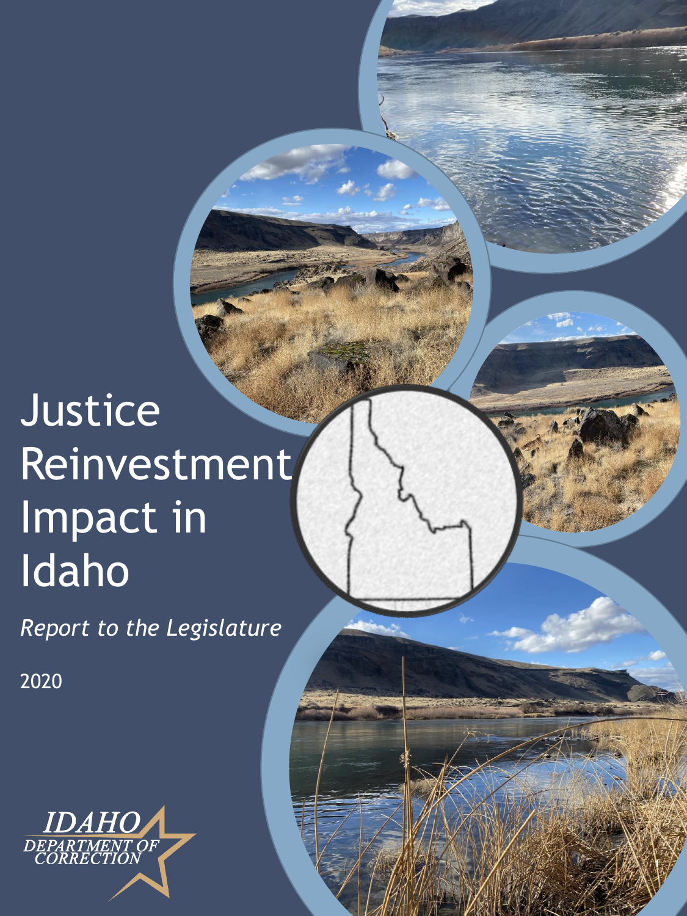# Justice Reinvestment Impact in Idaho

*Report to the Legislature*

2020

IDAHO DEPARTMENT OF CORRECTION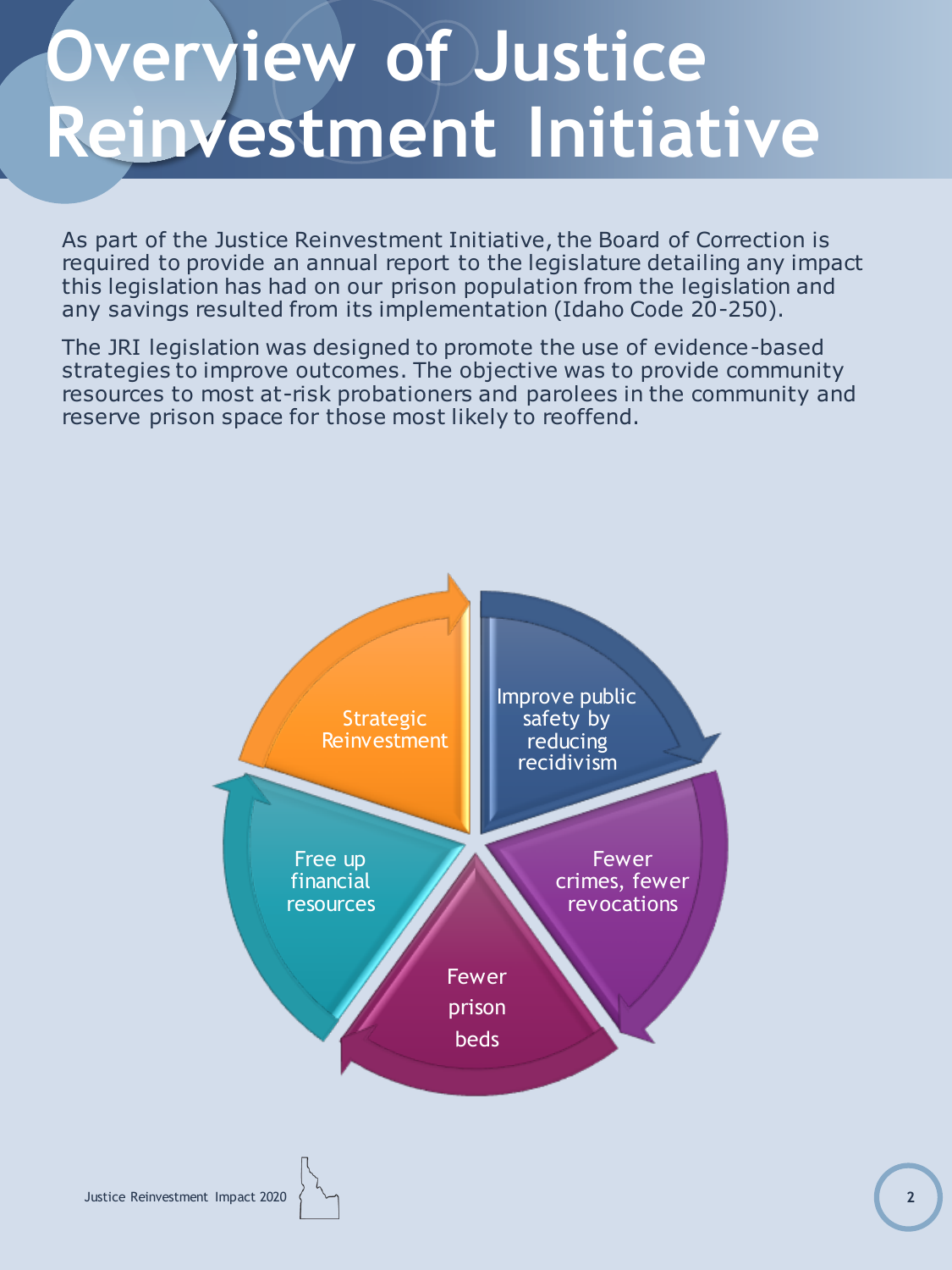# Overview of Justice Reinvestment Initiative

As part of the Justice Reinvestment Initiative, the Board of Correction is required to provide an annual report to the legislature detailing any impact this legislation has had on our prison population from the legislation and any savings resulted from its implementation (Idaho Code 20-250).

The JRI legislation was designed to promote the use of evidence-based strategies to improve outcomes. The objective was to provide community resources to most at-risk probationers and parolees in the community and reserve prison space for those most likely to reoffend.

- Strategic Reinvestment
- Improve public safety by reducing recidivism
- Fewer crimes, fewer revocations
- Fewer prison beds
- Free up financial resources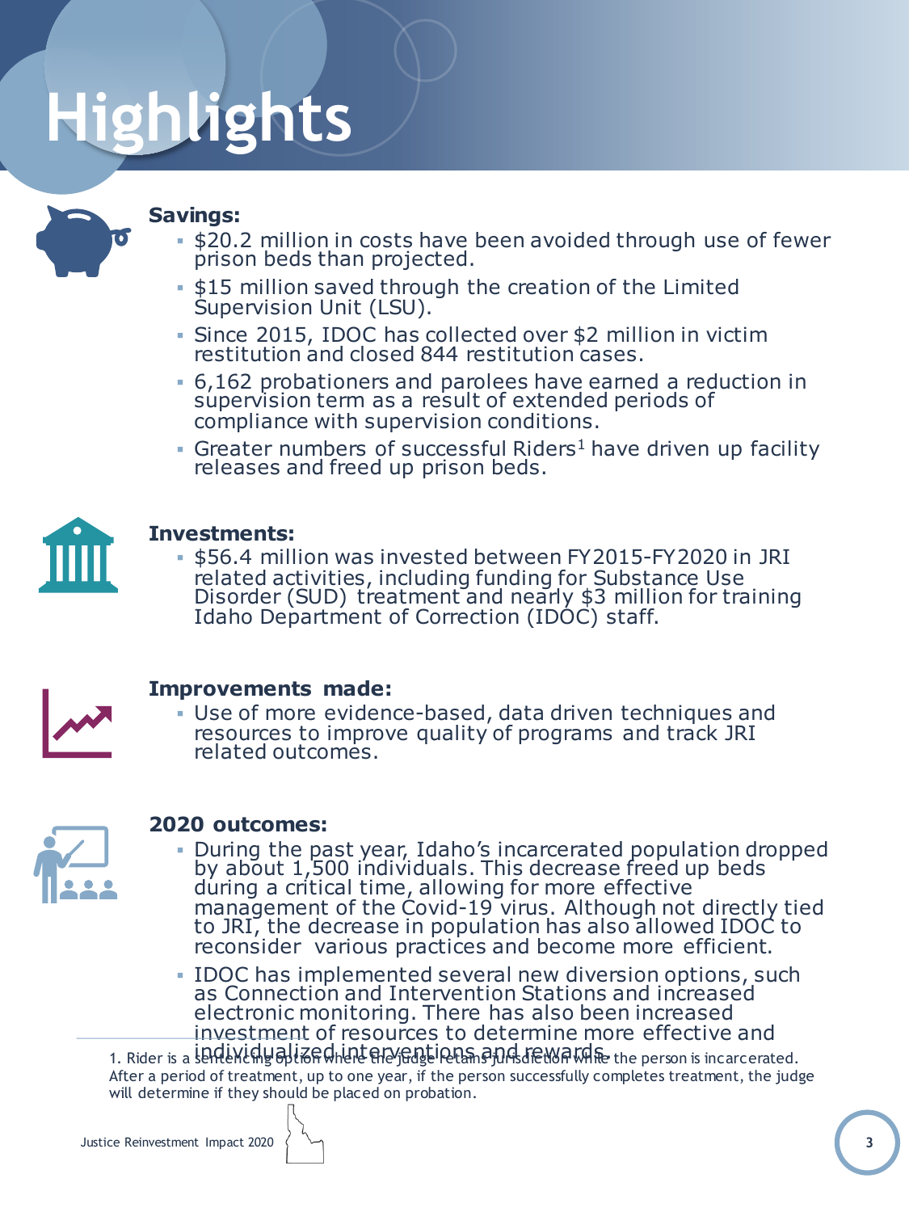# Highlights

**Savings:**

- $20.2 million in costs have been avoided through use of fewer prison beds than projected.
- $15 million saved through the creation of the Limited Supervision Unit (LSU).
- Since 2015, IDOC has collected over $2 million in victim restitution and closed 844 restitution cases.
- 6,162 probationers and parolees have earned a reduction in supervision term as a result of extended periods of compliance with supervision conditions.
- Greater numbers of successful Riders[1] have driven up facility releases and freed up prison beds.

**Investments:**

- $56.4 million was invested between FY2015-FY2020 in JRI related activities, including funding for Substance Use Disorder (SUD) treatment and nearly $3 million for training Idaho Department of Correction (IDOC) staff.

**Improvements made:**

- Use of more evidence-based, data driven techniques and resources to improve quality of programs and track JRI related outcomes.

**2020 outcomes:**

- During the past year, Idaho's incarcerated population dropped by about 1,500 individuals. This decrease freed up beds during a critical time, allowing for more effective management of the Covid-19 virus. Although not directly tied to JRI, the decrease in population has also allowed IDOC to reconsider various practices and become more efficient.
- IDOC has implemented several new diversion options, such as Connection and Intervention Stations and increased electronic monitoring. There has also been increased investment of resources to determine more effective and individualized interventions and rewards.

1. Rider is a sentencing option where the judge retains jurisdiction while the person is incarcerated. After a period of treatment, up to one year, if the person successfully completes treatment, the judge will determine if they should be placed on probation.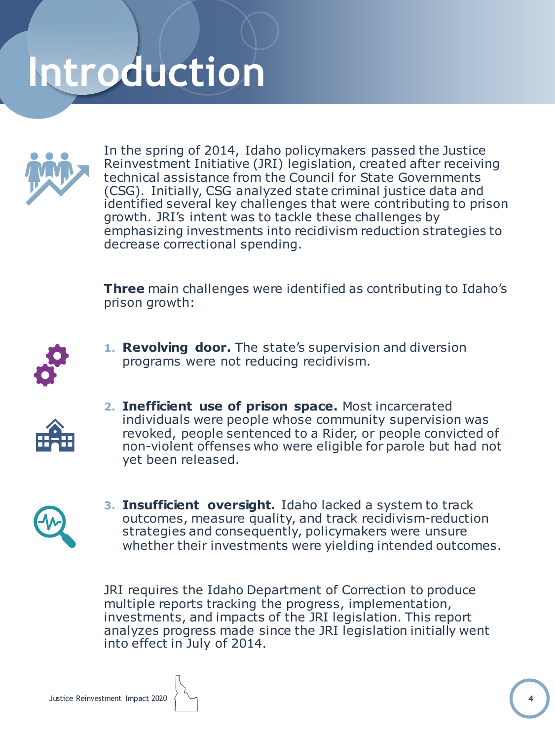# Introduction

In the spring of 2014, Idaho policymakers passed the Justice Reinvestment Initiative (JRI) legislation, created after receiving technical assistance from the Council for State Governments (CSG). Initially, CSG analyzed state criminal justice data and identified several key challenges that were contributing to prison growth. JRI's intent was to tackle these challenges by emphasizing investments into recidivism reduction strategies to decrease correctional spending.

**Three** main challenges were identified as contributing to Idaho's prison growth:

1. **Revolving door.** The state's supervision and diversion programs were not reducing recidivism.
2. **Inefficient use of prison space.** Most incarcerated individuals were people whose community supervision was revoked, people sentenced to a Rider, or people convicted of non-violent offenses who were eligible for parole but had not yet been released.
3. **Insufficient oversight.** Idaho lacked a system to track outcomes, measure quality, and track recidivism-reduction strategies and consequently, policymakers were unsure whether their investments were yielding intended outcomes.

JRI requires the Idaho Department of Correction to produce multiple reports tracking the progress, implementation, investments, and impacts of the JRI legislation. This report analyzes progress made since the JRI legislation initially went into effect in July of 2014.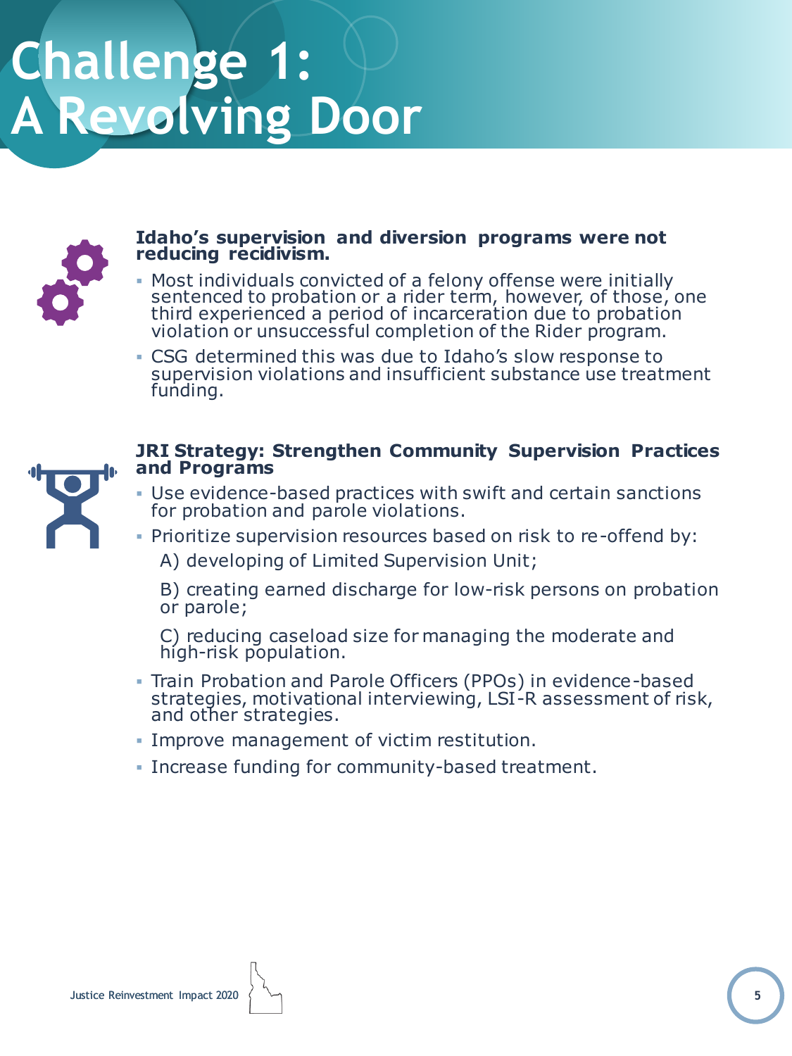# Challenge 1: A Revolving Door

**Idaho's supervision and diversion programs were not reducing recidivism.**

- Most individuals convicted of a felony offense were initially sentenced to probation or a rider term, however, of those, one third experienced a period of incarceration due to probation violation or unsuccessful completion of the Rider program.
- CSG determined this was due to Idaho's slow response to supervision violations and insufficient substance use treatment funding.

**JRI Strategy: Strengthen Community Supervision Practices and Programs**

- Use evidence-based practices with swift and certain sanctions for probation and parole violations.
- Prioritize supervision resources based on risk to re-offend by:

  A) developing of Limited Supervision Unit;

  B) creating earned discharge for low-risk persons on probation or parole;

  C) reducing caseload size for managing the moderate and high-risk population.
- Train Probation and Parole Officers (PPOs) in evidence-based strategies, motivational interviewing, LSI-R assessment of risk, and other strategies.
- Improve management of victim restitution.
- Increase funding for community-based treatment.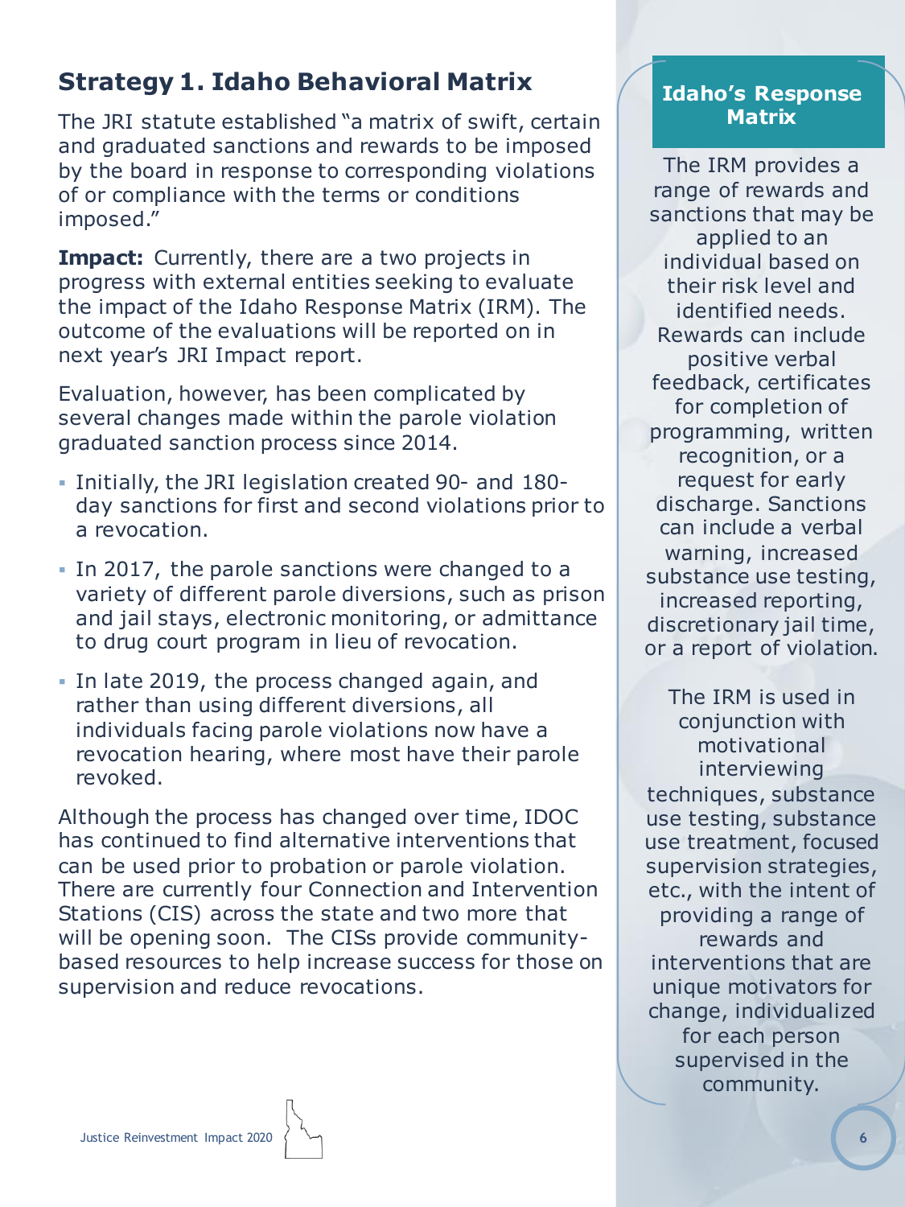## Strategy 1. Idaho Behavioral Matrix

The JRI statute established "a matrix of swift, certain and graduated sanctions and rewards to be imposed by the board in response to corresponding violations of or compliance with the terms or conditions imposed."

**Impact:** Currently, there are a two projects in progress with external entities seeking to evaluate the impact of the Idaho Response Matrix (IRM). The outcome of the evaluations will be reported on in next year's JRI Impact report.

Evaluation, however, has been complicated by several changes made within the parole violation graduated sanction process since 2014.

- Initially, the JRI legislation created 90- and 180-day sanctions for first and second violations prior to a revocation.
- In 2017, the parole sanctions were changed to a variety of different parole diversions, such as prison and jail stays, electronic monitoring, or admittance to drug court program in lieu of revocation.
- In late 2019, the process changed again, and rather than using different diversions, all individuals facing parole violations now have a revocation hearing, where most have their parole revoked.

Although the process has changed over time, IDOC has continued to find alternative interventions that can be used prior to probation or parole violation. There are currently four Connection and Intervention Stations (CIS) across the state and two more that will be opening soon. The CISs provide community-based resources to help increase success for those on supervision and reduce revocations.

### Idaho's Response Matrix

The IRM provides a range of rewards and sanctions that may be applied to an individual based on their risk level and identified needs. Rewards can include positive verbal feedback, certificates for completion of programming, written recognition, or a request for early discharge. Sanctions can include a verbal warning, increased substance use testing, increased reporting, discretionary jail time, or a report of violation.

The IRM is used in conjunction with motivational interviewing techniques, substance use testing, substance use treatment, focused supervision strategies, etc., with the intent of providing a range of rewards and interventions that are unique motivators for change, individualized for each person supervised in the community.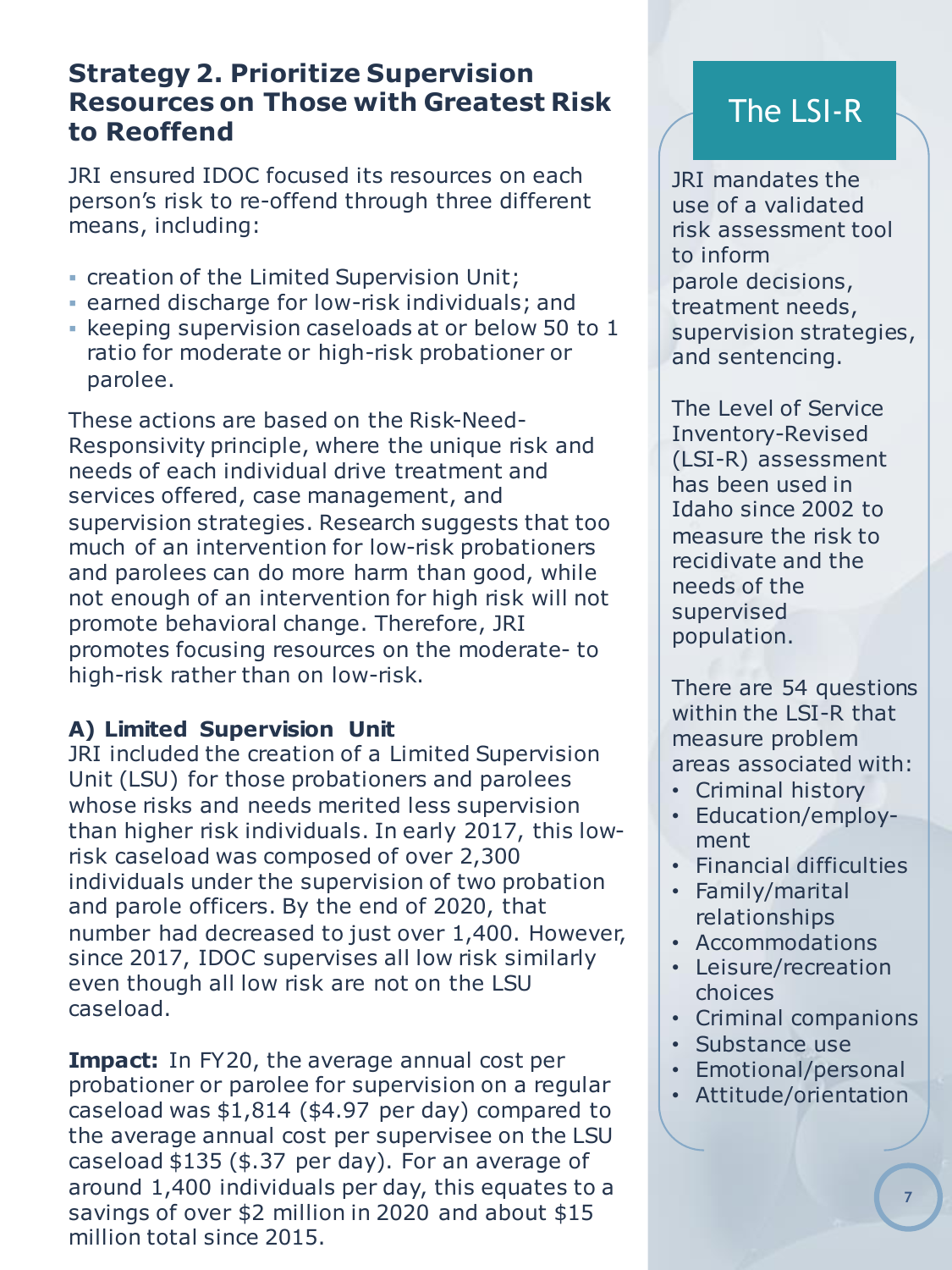## Strategy 2. Prioritize Supervision Resources on Those with Greatest Risk to Reoffend

JRI ensured IDOC focused its resources on each person's risk to re-offend through three different means, including:

- creation of the Limited Supervision Unit;
- earned discharge for low-risk individuals; and
- keeping supervision caseloads at or below 50 to 1 ratio for moderate or high-risk probationer or parolee.

These actions are based on the Risk-Need-Responsivity principle, where the unique risk and needs of each individual drive treatment and services offered, case management, and supervision strategies. Research suggests that too much of an intervention for low-risk probationers and parolees can do more harm than good, while not enough of an intervention for high risk will not promote behavioral change. Therefore, JRI promotes focusing resources on the moderate- to high-risk rather than on low-risk.

### A) Limited Supervision Unit

JRI included the creation of a Limited Supervision Unit (LSU) for those probationers and parolees whose risks and needs merited less supervision than higher risk individuals. In early 2017, this low-risk caseload was composed of over 2,300 individuals under the supervision of two probation and parole officers. By the end of 2020, that number had decreased to just over 1,400. However, since 2017, IDOC supervises all low risk similarly even though all low risk are not on the LSU caseload.

**Impact:** In FY20, the average annual cost per probationer or parolee for supervision on a regular caseload was $1,814 ($4.97 per day) compared to the average annual cost per supervisee on the LSU caseload $135 ($.37 per day). For an average of around 1,400 individuals per day, this equates to a savings of over $2 million in 2020 and about $15 million total since 2015.

## The LSI-R

JRI mandates the use of a validated risk assessment tool to inform parole decisions, treatment needs, supervision strategies, and sentencing.

The Level of Service Inventory-Revised (LSI-R) assessment has been used in Idaho since 2002 to measure the risk to recidivate and the needs of the supervised population.

There are 54 questions within the LSI-R that measure problem areas associated with:

- Criminal history
- Education/employment
- Financial difficulties
- Family/marital relationships
- Accommodations
- Leisure/recreation choices
- Criminal companions
- Substance use
- Emotional/personal
- Attitude/orientation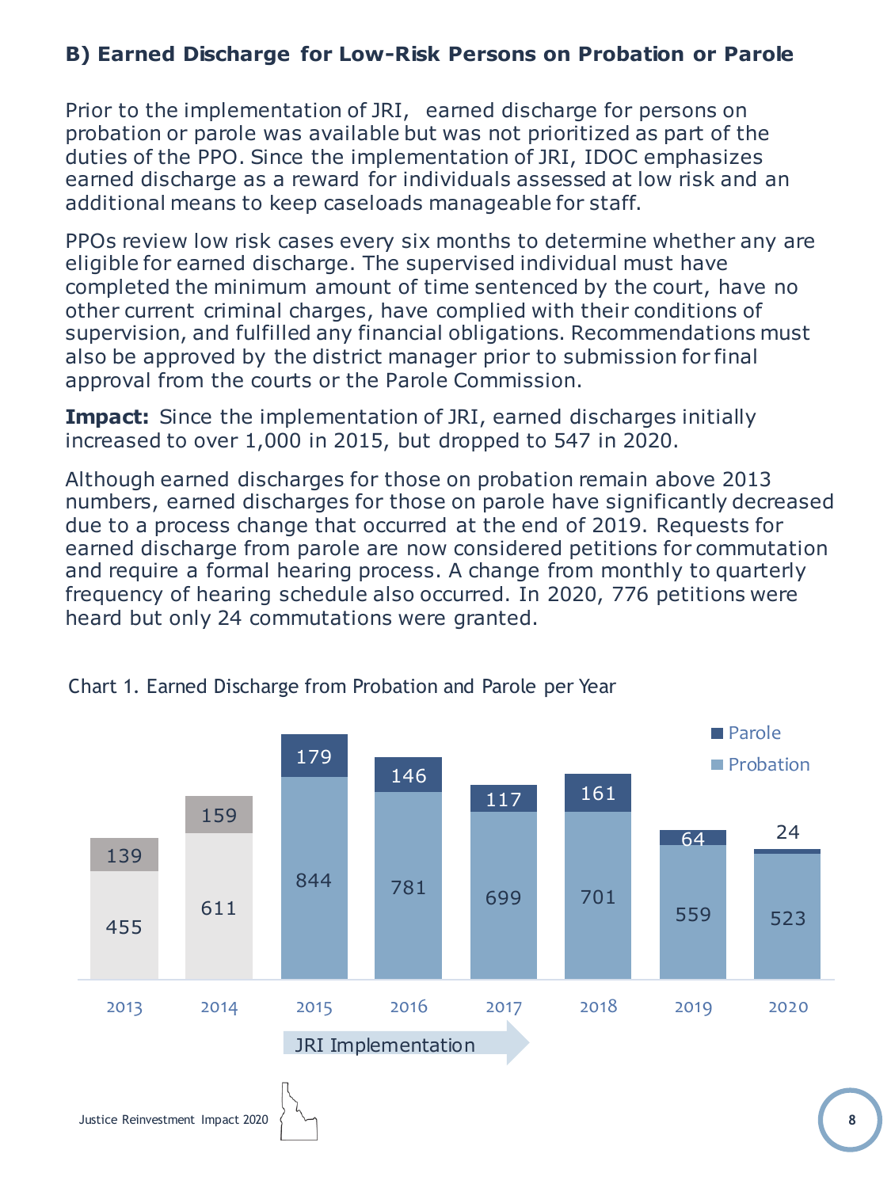## B) Earned Discharge for Low-Risk Persons on Probation or Parole

Prior to the implementation of JRI, earned discharge for persons on probation or parole was available but was not prioritized as part of the duties of the PPO. Since the implementation of JRI, IDOC emphasizes earned discharge as a reward for individuals assessed at low risk and an additional means to keep caseloads manageable for staff.

PPOs review low risk cases every six months to determine whether any are eligible for earned discharge. The supervised individual must have completed the minimum amount of time sentenced by the court, have no other current criminal charges, have complied with their conditions of supervision, and fulfilled any financial obligations. Recommendations must also be approved by the district manager prior to submission for final approval from the courts or the Parole Commission.

**Impact:** Since the implementation of JRI, earned discharges initially increased to over 1,000 in 2015, but dropped to 547 in 2020.

Although earned discharges for those on probation remain above 2013 numbers, earned discharges for those on parole have significantly decreased due to a process change that occurred at the end of 2019. Requests for earned discharge from parole are now considered petitions for commutation and require a formal hearing process. A change from monthly to quarterly frequency of hearing schedule also occurred. In 2020, 776 petitions were heard but only 24 commutations were granted.

Chart 1. Earned Discharge from Probation and Parole per Year

| Year | Probation | Parole |
|---|---|---|
| 2013 | 455 | 139 |
| 2014 | 611 | 159 |
| 2015 | 844 | 179 |
| 2016 | 781 | 146 |
| 2017 | 699 | 117 |
| 2018 | 701 | 161 |
| 2019 | 559 | 64 |
| 2020 | 523 | 24 |

JRI Implementation (2015 onward)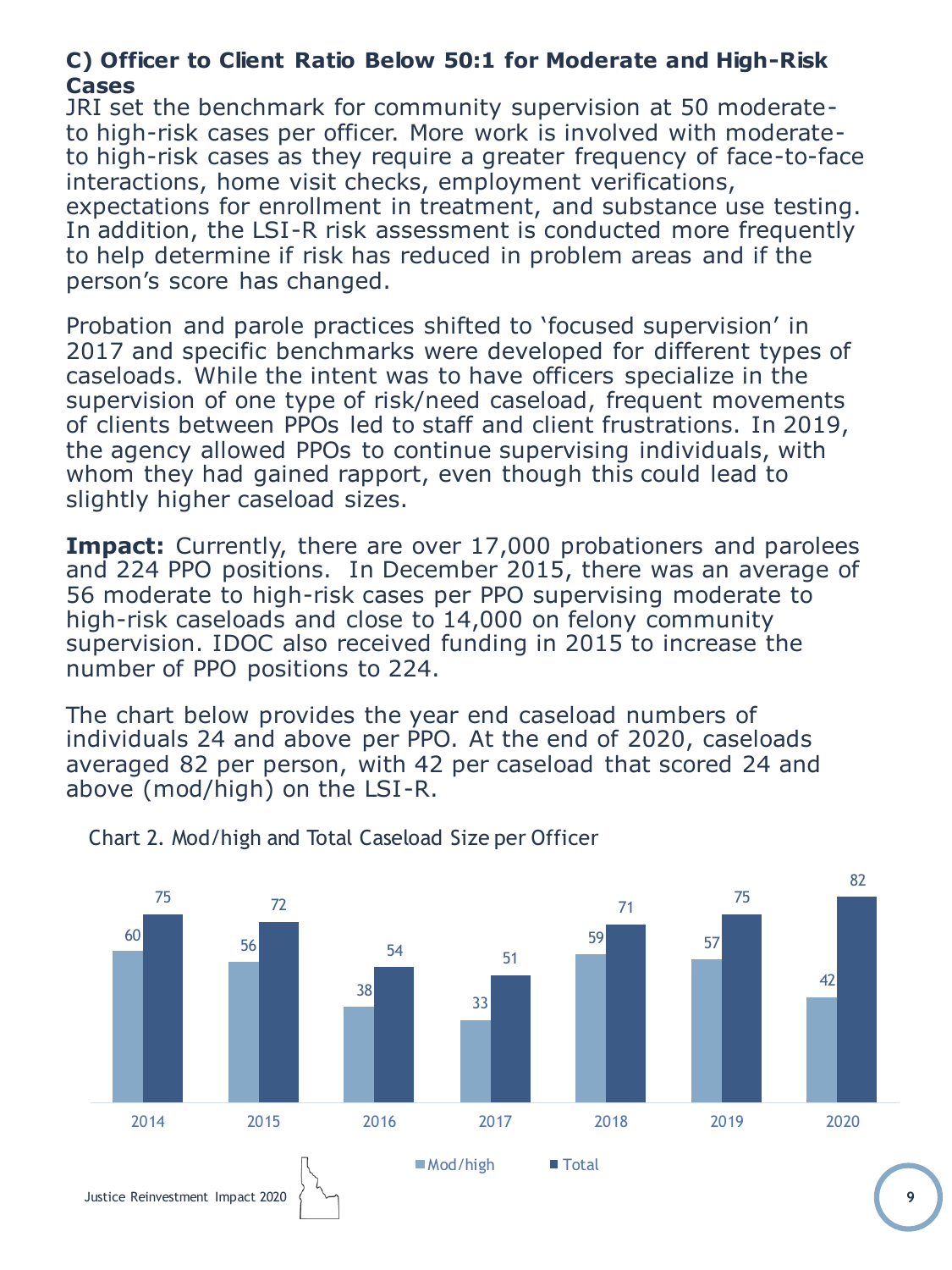### C) Officer to Client Ratio Below 50:1 for Moderate and High-Risk Cases

JRI set the benchmark for community supervision at 50 moderate-to high-risk cases per officer. More work is involved with moderate-to high-risk cases as they require a greater frequency of face-to-face interactions, home visit checks, employment verifications, expectations for enrollment in treatment, and substance use testing. In addition, the LSI-R risk assessment is conducted more frequently to help determine if risk has reduced in problem areas and if the person's score has changed.

Probation and parole practices shifted to 'focused supervision' in 2017 and specific benchmarks were developed for different types of caseloads. While the intent was to have officers specialize in the supervision of one type of risk/need caseload, frequent movements of clients between PPOs led to staff and client frustrations. In 2019, the agency allowed PPOs to continue supervising individuals, with whom they had gained rapport, even though this could lead to slightly higher caseload sizes.

**Impact:** Currently, there are over 17,000 probationers and parolees and 224 PPO positions. In December 2015, there was an average of 56 moderate to high-risk cases per PPO supervising moderate to high-risk caseloads and close to 14,000 on felony community supervision. IDOC also received funding in 2015 to increase the number of PPO positions to 224.

The chart below provides the year end caseload numbers of individuals 24 and above per PPO. At the end of 2020, caseloads averaged 82 per person, with 42 per caseload that scored 24 and above (mod/high) on the LSI-R.

Chart 2. Mod/high and Total Caseload Size per Officer

| Year | Mod/high | Total |
|---|---|---|
| 2014 | 60 | 75 |
| 2015 | 56 | 72 |
| 2016 | 38 | 54 |
| 2017 | 33 | 51 |
| 2018 | 59 | 71 |
| 2019 | 57 | 75 |
| 2020 | 42 | 82 |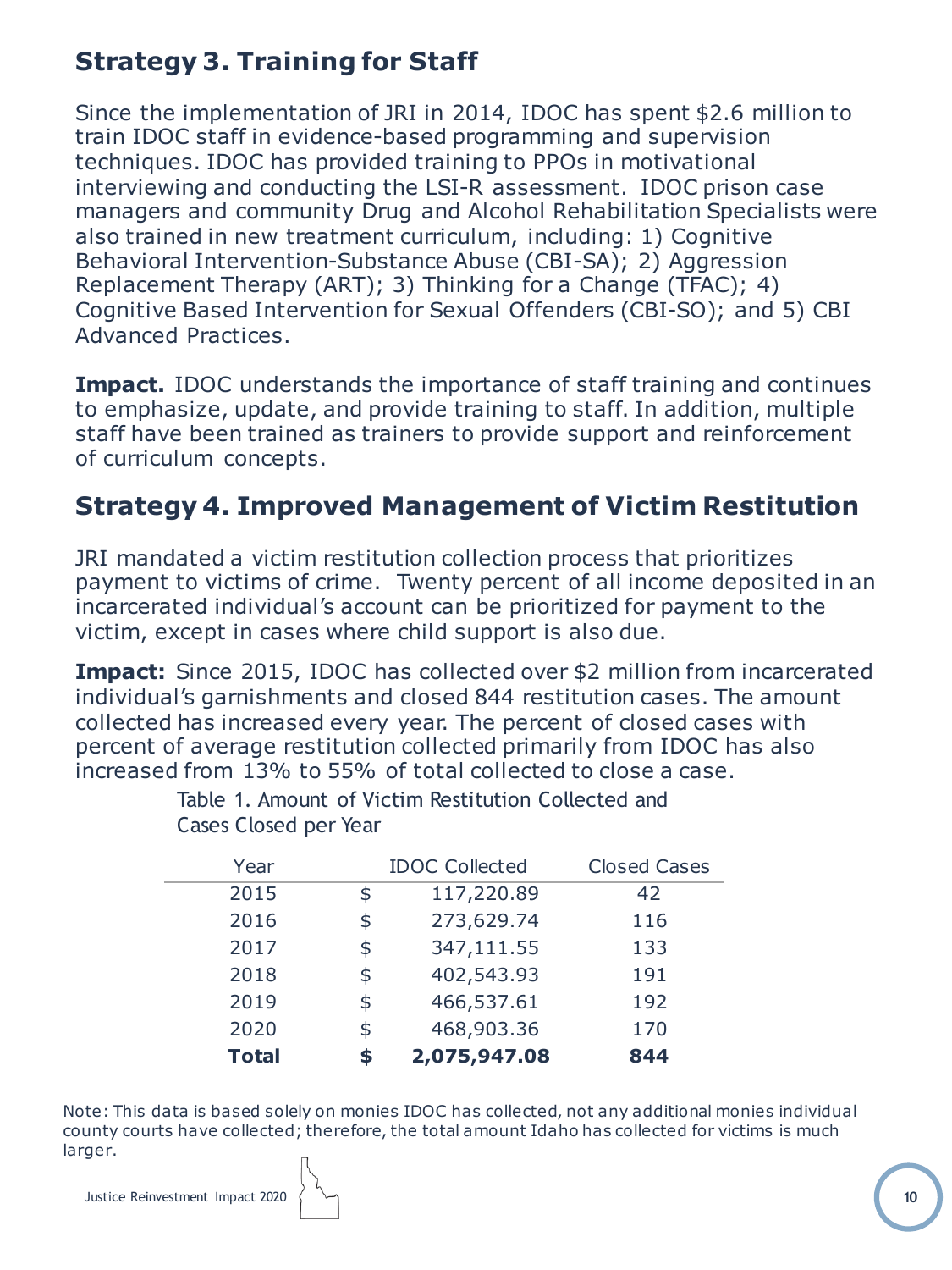## Strategy 3. Training for Staff

Since the implementation of JRI in 2014, IDOC has spent $2.6 million to train IDOC staff in evidence-based programming and supervision techniques. IDOC has provided training to PPOs in motivational interviewing and conducting the LSI-R assessment. IDOC prison case managers and community Drug and Alcohol Rehabilitation Specialists were also trained in new treatment curriculum, including: 1) Cognitive Behavioral Intervention-Substance Abuse (CBI-SA); 2) Aggression Replacement Therapy (ART); 3) Thinking for a Change (TFAC); 4) Cognitive Based Intervention for Sexual Offenders (CBI-SO); and 5) CBI Advanced Practices.

**Impact.** IDOC understands the importance of staff training and continues to emphasize, update, and provide training to staff. In addition, multiple staff have been trained as trainers to provide support and reinforcement of curriculum concepts.

## Strategy 4. Improved Management of Victim Restitution

JRI mandated a victim restitution collection process that prioritizes payment to victims of crime. Twenty percent of all income deposited in an incarcerated individual's account can be prioritized for payment to the victim, except in cases where child support is also due.

**Impact:** Since 2015, IDOC has collected over $2 million from incarcerated individual's garnishments and closed 844 restitution cases. The amount collected has increased every year. The percent of closed cases with percent of average restitution collected primarily from IDOC has also increased from 13% to 55% of total collected to close a case.

Table 1. Amount of Victim Restitution Collected and Cases Closed per Year

| Year | IDOC Collected | Closed Cases |
|---|---|---|
| 2015 | $ 117,220.89 | 42 |
| 2016 | $ 273,629.74 | 116 |
| 2017 | $ 347,111.55 | 133 |
| 2018 | $ 402,543.93 | 191 |
| 2019 | $ 466,537.61 | 192 |
| 2020 | $ 468,903.36 | 170 |
| **Total** | **$ 2,075,947.08** | **844** |

Note: This data is based solely on monies IDOC has collected, not any additional monies individual county courts have collected; therefore, the total amount Idaho has collected for victims is much larger.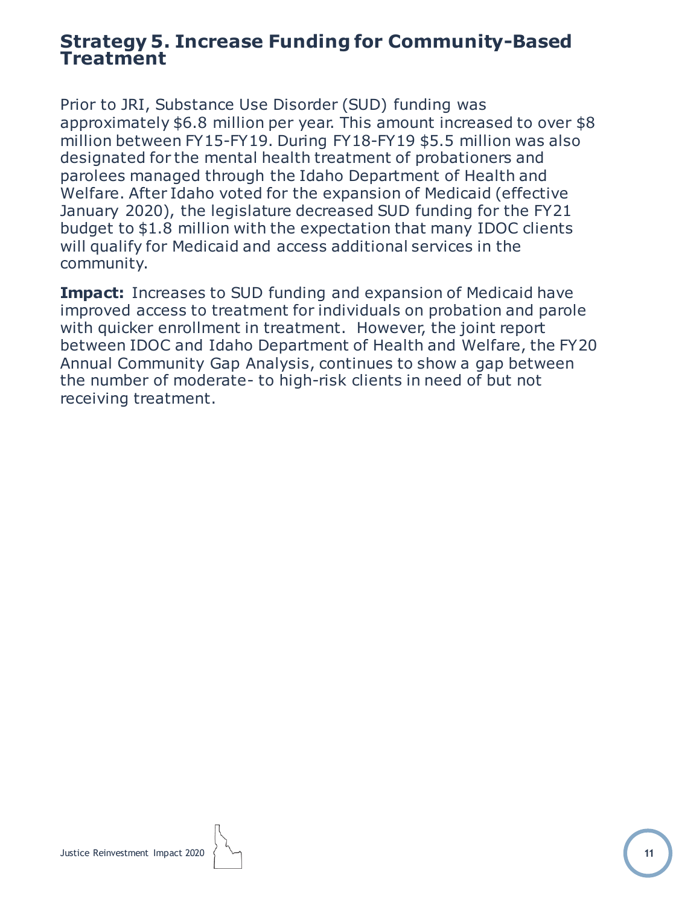## Strategy 5. Increase Funding for Community-Based Treatment

Prior to JRI, Substance Use Disorder (SUD) funding was approximately $6.8 million per year. This amount increased to over $8 million between FY15-FY19. During FY18-FY19 $5.5 million was also designated for the mental health treatment of probationers and parolees managed through the Idaho Department of Health and Welfare. After Idaho voted for the expansion of Medicaid (effective January 2020), the legislature decreased SUD funding for the FY21 budget to $1.8 million with the expectation that many IDOC clients will qualify for Medicaid and access additional services in the community.

**Impact:** Increases to SUD funding and expansion of Medicaid have improved access to treatment for individuals on probation and parole with quicker enrollment in treatment. However, the joint report between IDOC and Idaho Department of Health and Welfare, the FY20 Annual Community Gap Analysis, continues to show a gap between the number of moderate- to high-risk clients in need of but not receiving treatment.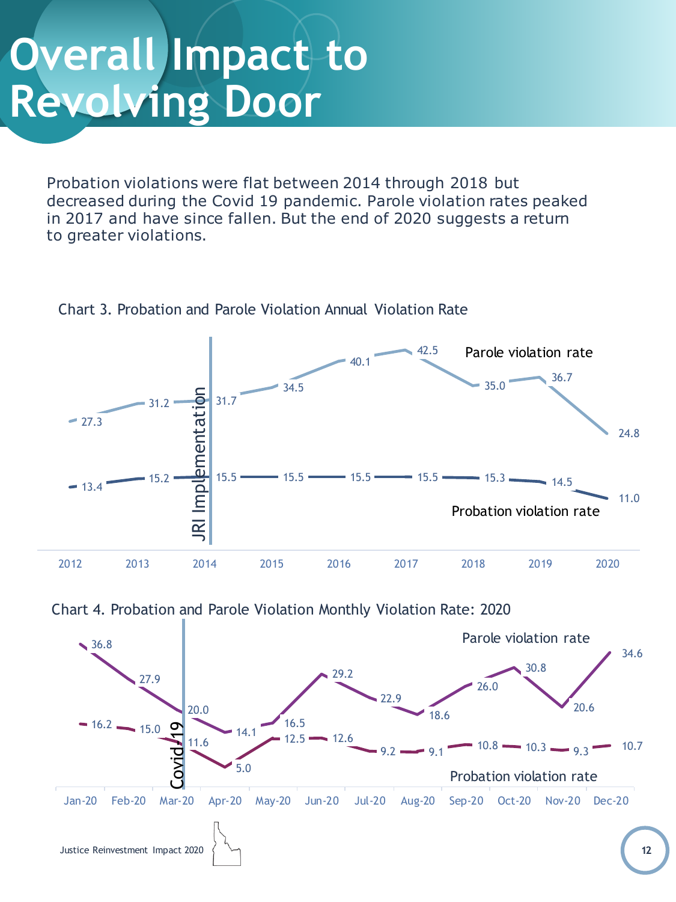# Overall Impact to Revolving Door

Probation violations were flat between 2014 through 2018 but decreased during the Covid 19 pandemic. Parole violation rates peaked in 2017 and have since fallen. But the end of 2020 suggests a return to greater violations.

Chart 3. Probation and Parole Violation Annual Violation Rate

| Year | Parole violation rate | Probation violation rate |
|---|---|---|
| 2012 | 27.3 | 13.4 |
| 2013 | 31.2 | 15.2 |
| 2014 (JRI Implementation) | 31.7 | 15.5 |
| 2015 | 34.5 | 15.5 |
| 2016 | 40.1 | 15.5 |
| 2017 | 42.5 | 15.5 |
| 2018 | 35.0 | 15.3 |
| 2019 | 36.7 | 14.5 |
| 2020 | 24.8 | 11.0 |

Chart 4. Probation and Parole Violation Monthly Violation Rate: 2020

| Month | Parole violation rate | Probation violation rate |
|---|---|---|
| Jan-20 | 36.8 | 16.2 |
| Feb-20 | 27.9 | 15.0 |
| Mar-20 (Covid 19) | 20.0 | 11.6 |
| Apr-20 | 14.1 | 5.0 |
| May-20 | 16.5 | 12.5 |
| Jun-20 | 29.2 | 12.6 |
| Jul-20 | 22.9 | 9.2 |
| Aug-20 | 18.6 | 9.1 |
| Sep-20 | 26.0 | 10.8 |
| Oct-20 | 30.8 | 10.3 |
| Nov-20 | 20.6 | 9.3 |
| Dec-20 | 34.6 | 10.7 |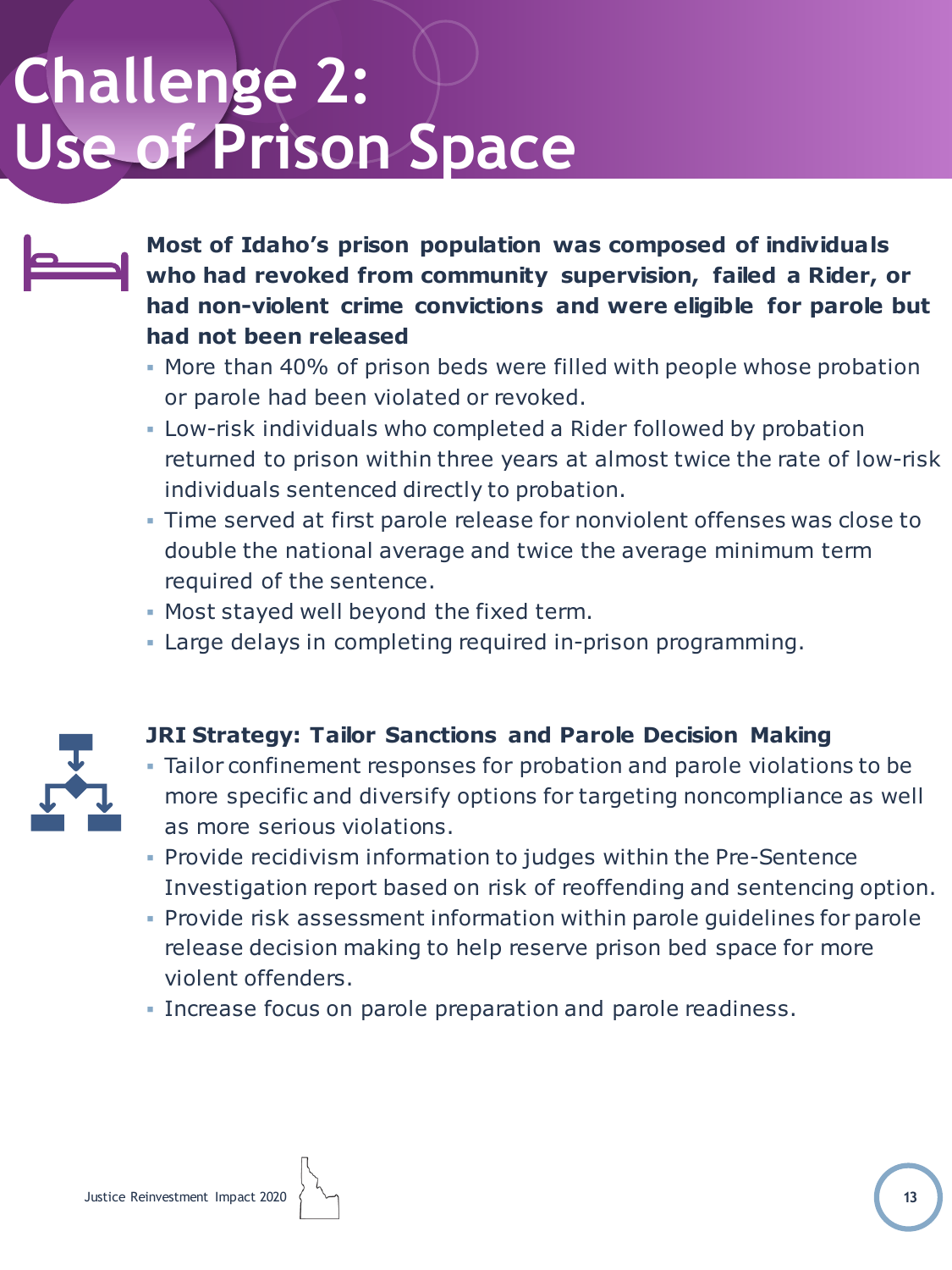# Challenge 2: Use of Prison Space

**Most of Idaho's prison population was composed of individuals who had revoked from community supervision, failed a Rider, or had non-violent crime convictions and were eligible for parole but had not been released**

- More than 40% of prison beds were filled with people whose probation or parole had been violated or revoked.
- Low-risk individuals who completed a Rider followed by probation returned to prison within three years at almost twice the rate of low-risk individuals sentenced directly to probation.
- Time served at first parole release for nonviolent offenses was close to double the national average and twice the average minimum term required of the sentence.
- Most stayed well beyond the fixed term.
- Large delays in completing required in-prison programming.

**JRI Strategy: Tailor Sanctions and Parole Decision Making**

- Tailor confinement responses for probation and parole violations to be more specific and diversify options for targeting noncompliance as well as more serious violations.
- Provide recidivism information to judges within the Pre-Sentence Investigation report based on risk of reoffending and sentencing option.
- Provide risk assessment information within parole guidelines for parole release decision making to help reserve prison bed space for more violent offenders.
- Increase focus on parole preparation and parole readiness.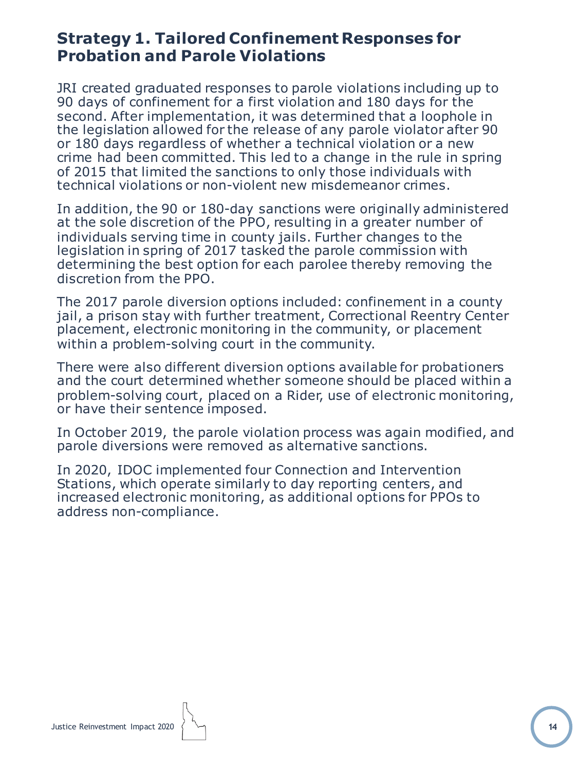## Strategy 1. Tailored Confinement Responses for Probation and Parole Violations

JRI created graduated responses to parole violations including up to 90 days of confinement for a first violation and 180 days for the second. After implementation, it was determined that a loophole in the legislation allowed for the release of any parole violator after 90 or 180 days regardless of whether a technical violation or a new crime had been committed. This led to a change in the rule in spring of 2015 that limited the sanctions to only those individuals with technical violations or non-violent new misdemeanor crimes.

In addition, the 90 or 180-day sanctions were originally administered at the sole discretion of the PPO, resulting in a greater number of individuals serving time in county jails. Further changes to the legislation in spring of 2017 tasked the parole commission with determining the best option for each parolee thereby removing the discretion from the PPO.

The 2017 parole diversion options included: confinement in a county jail, a prison stay with further treatment, Correctional Reentry Center placement, electronic monitoring in the community, or placement within a problem-solving court in the community.

There were also different diversion options available for probationers and the court determined whether someone should be placed within a problem-solving court, placed on a Rider, use of electronic monitoring, or have their sentence imposed.

In October 2019, the parole violation process was again modified, and parole diversions were removed as alternative sanctions.

In 2020, IDOC implemented four Connection and Intervention Stations, which operate similarly to day reporting centers, and increased electronic monitoring, as additional options for PPOs to address non-compliance.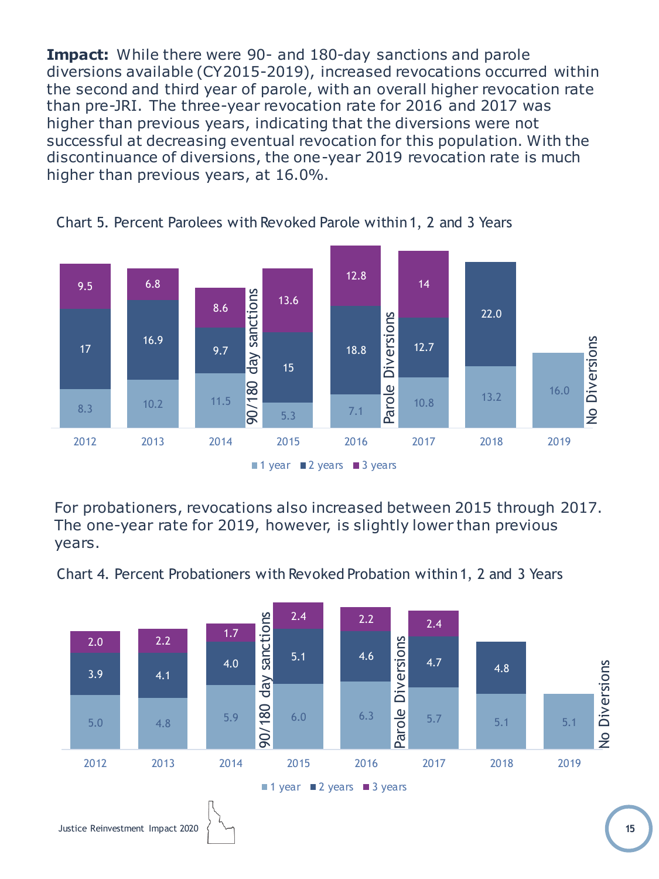**Impact:** While there were 90- and 180-day sanctions and parole diversions available (CY2015-2019), increased revocations occurred within the second and third year of parole, with an overall higher revocation rate than pre-JRI. The three-year revocation rate for 2016 and 2017 was higher than previous years, indicating that the diversions were not successful at decreasing eventual revocation for this population. With the discontinuance of diversions, the one-year 2019 revocation rate is much higher than previous years, at 16.0%.

Chart 5. Percent Parolees with Revoked Parole within 1, 2 and 3 Years

| Year | 1 year | 2 years | 3 years |
|---|---|---|---|
| 2012 | 8.3 | 17 | 9.5 |
| 2013 | 10.2 | 16.9 | 6.8 |
| 2014 | 11.5 | 9.7 | 8.6 |
| 2015 | 5.3 | 15 | 13.6 |
| 2016 | 7.1 | 18.8 | 12.8 |
| 2017 | 10.8 | 12.7 | 14 |
| 2018 | 13.2 | 22.0 | |
| 2019 | 16.0 | | |

Chart annotations: "90/180 day sanctions" (between 2014 and 2015), "Parole Diversions" (between 2016 and 2017), "No Diversions" (after 2019).

For probationers, revocations also increased between 2015 through 2017. The one-year rate for 2019, however, is slightly lower than previous years.

Chart 4. Percent Probationers with Revoked Probation within 1, 2 and 3 Years

| Year | 1 year | 2 years | 3 years |
|---|---|---|---|
| 2012 | 5.0 | 3.9 | 2.0 |
| 2013 | 4.8 | 4.1 | 2.2 |
| 2014 | 5.9 | 4.0 | 1.7 |
| 2015 | 6.0 | 5.1 | 2.4 |
| 2016 | 6.3 | 4.6 | 2.2 |
| 2017 | 5.7 | 4.7 | 2.4 |
| 2018 | 5.1 | 4.8 | |
| 2019 | 5.1 | | |

Chart annotations: "90/180 day sanctions" (between 2014 and 2015), "Parole Diversions" (between 2016 and 2017), "No Diversions" (after 2019).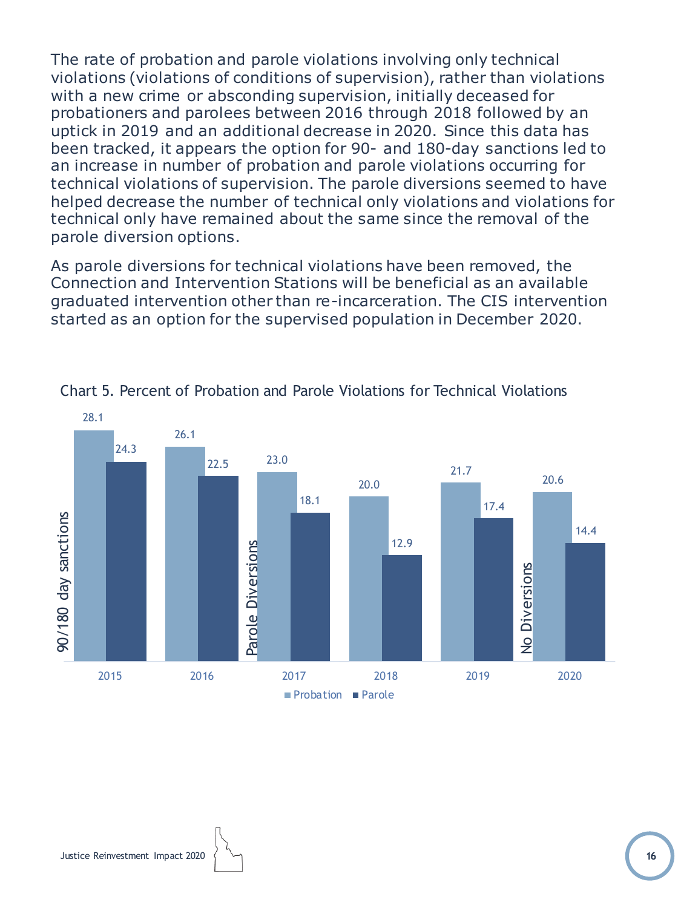The rate of probation and parole violations involving only technical violations (violations of conditions of supervision), rather than violations with a new crime or absconding supervision, initially deceased for probationers and parolees between 2016 through 2018 followed by an uptick in 2019 and an additional decrease in 2020. Since this data has been tracked, it appears the option for 90- and 180-day sanctions led to an increase in number of probation and parole violations occurring for technical violations of supervision. The parole diversions seemed to have helped decrease the number of technical only violations and violations for technical only have remained about the same since the removal of the parole diversion options.

As parole diversions for technical violations have been removed, the Connection and Intervention Stations will be beneficial as an available graduated intervention other than re-incarceration. The CIS intervention started as an option for the supervised population in December 2020.

Chart 5. Percent of Probation and Parole Violations for Technical Violations

| Year | Probation | Parole |
|---|---|---|
| 2015 | 28.1 | 24.3 |
| 2016 | 26.1 | 22.5 |
| 2017 | 23.0 | 18.1 |
| 2018 | 20.0 | 12.9 |
| 2019 | 21.7 | 17.4 |
| 2020 | 20.6 | 14.4 |

Chart annotations: 90/180 day sanctions (2015); Parole Diversions (2017); No Diversions (2020)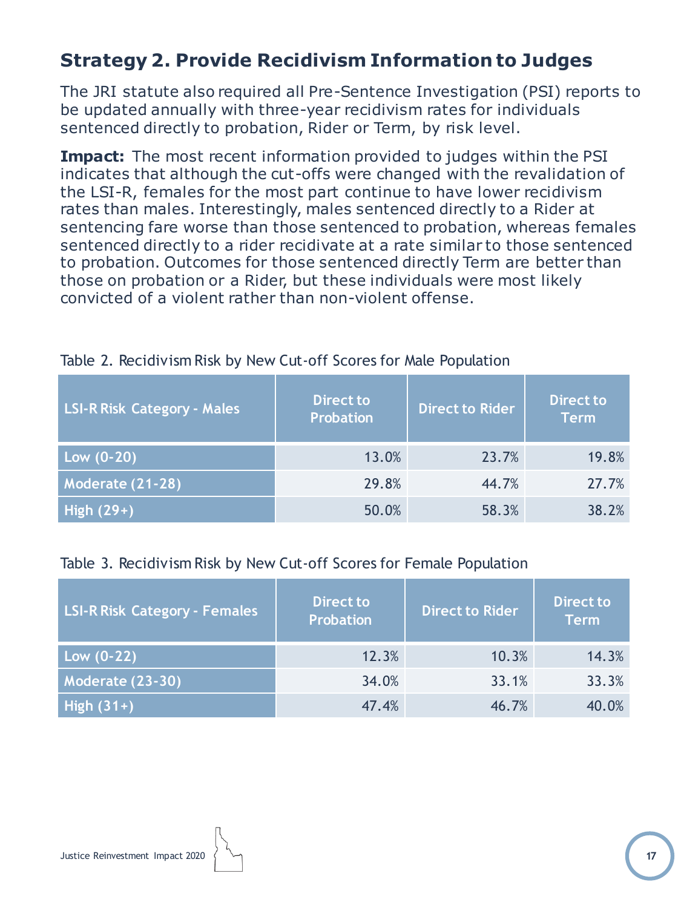## Strategy 2. Provide Recidivism Information to Judges

The JRI statute also required all Pre-Sentence Investigation (PSI) reports to be updated annually with three-year recidivism rates for individuals sentenced directly to probation, Rider or Term, by risk level.

**Impact:** The most recent information provided to judges within the PSI indicates that although the cut-offs were changed with the revalidation of the LSI-R, females for the most part continue to have lower recidivism rates than males. Interestingly, males sentenced directly to a Rider at sentencing fare worse than those sentenced to probation, whereas females sentenced directly to a rider recidivate at a rate similar to those sentenced to probation. Outcomes for those sentenced directly Term are better than those on probation or a Rider, but these individuals were most likely convicted of a violent rather than non-violent offense.

Table 2. Recidivism Risk by New Cut-off Scores for Male Population

| LSI-R Risk Category - Males | Direct to Probation | Direct to Rider | Direct to Term |
|---|---|---|---|
| Low (0-20) | 13.0% | 23.7% | 19.8% |
| Moderate (21-28) | 29.8% | 44.7% | 27.7% |
| High (29+) | 50.0% | 58.3% | 38.2% |

Table 3. Recidivism Risk by New Cut-off Scores for Female Population

| LSI-R Risk Category - Females | Direct to Probation | Direct to Rider | Direct to Term |
|---|---|---|---|
| Low (0-22) | 12.3% | 10.3% | 14.3% |
| Moderate (23-30) | 34.0% | 33.1% | 33.3% |
| High (31+) | 47.4% | 46.7% | 40.0% |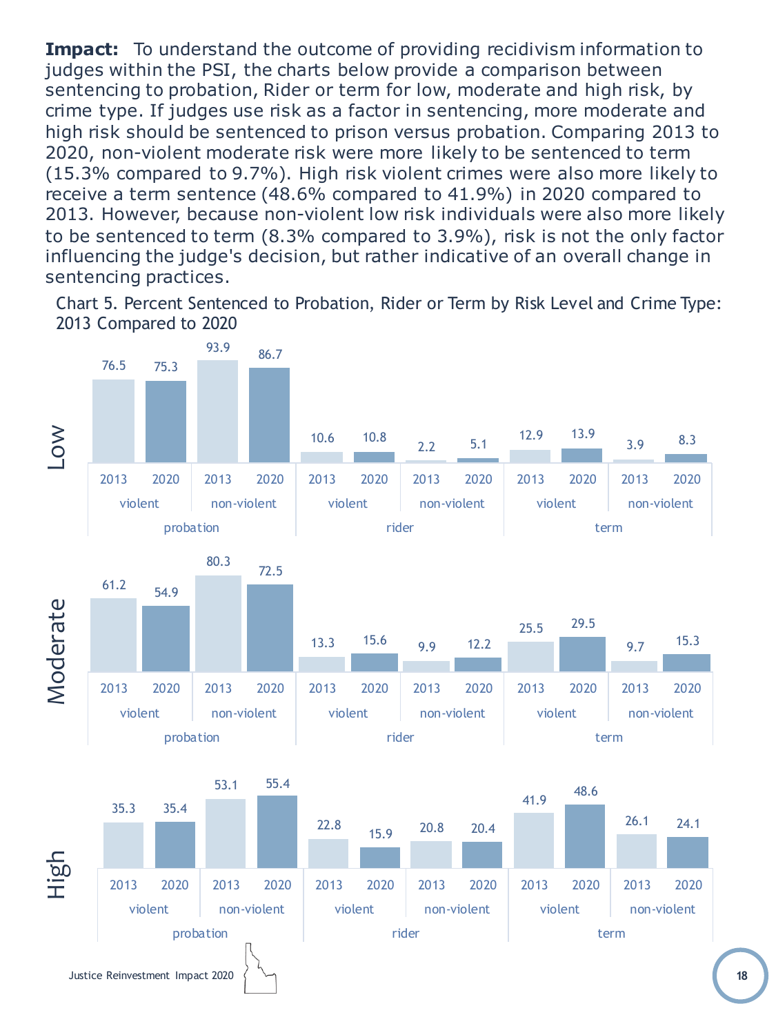**Impact:** To understand the outcome of providing recidivism information to judges within the PSI, the charts below provide a comparison between sentencing to probation, Rider or term for low, moderate and high risk, by crime type. If judges use risk as a factor in sentencing, more moderate and high risk should be sentenced to prison versus probation. Comparing 2013 to 2020, non-violent moderate risk were more likely to be sentenced to term (15.3% compared to 9.7%). High risk violent crimes were also more likely to receive a term sentence (48.6% compared to 41.9%) in 2020 compared to 2013. However, because non-violent low risk individuals were also more likely to be sentenced to term (8.3% compared to 3.9%), risk is not the only factor influencing the judge's decision, but rather indicative of an overall change in sentencing practices.

Chart 5. Percent Sentenced to Probation, Rider or Term by Risk Level and Crime Type: 2013 Compared to 2020

| Risk Level | Probation violent 2013 | Probation violent 2020 | Probation non-violent 2013 | Probation non-violent 2020 | Rider violent 2013 | Rider violent 2020 | Rider non-violent 2013 | Rider non-violent 2020 | Term violent 2013 | Term violent 2020 | Term non-violent 2013 | Term non-violent 2020 |
|---|---|---|---|---|---|---|---|---|---|---|---|---|
| Low | 76.5 | 75.3 | 93.9 | 86.7 | 10.6 | 10.8 | 2.2 | 5.1 | 12.9 | 13.9 | 3.9 | 8.3 |
| Moderate | 61.2 | 54.9 | 80.3 | 72.5 | 13.3 | 15.6 | 9.9 | 12.2 | 25.5 | 29.5 | 9.7 | 15.3 |
| High | 35.3 | 35.4 | 53.1 | 55.4 | 22.8 | 15.9 | 20.8 | 20.4 | 41.9 | 48.6 | 26.1 | 24.1 |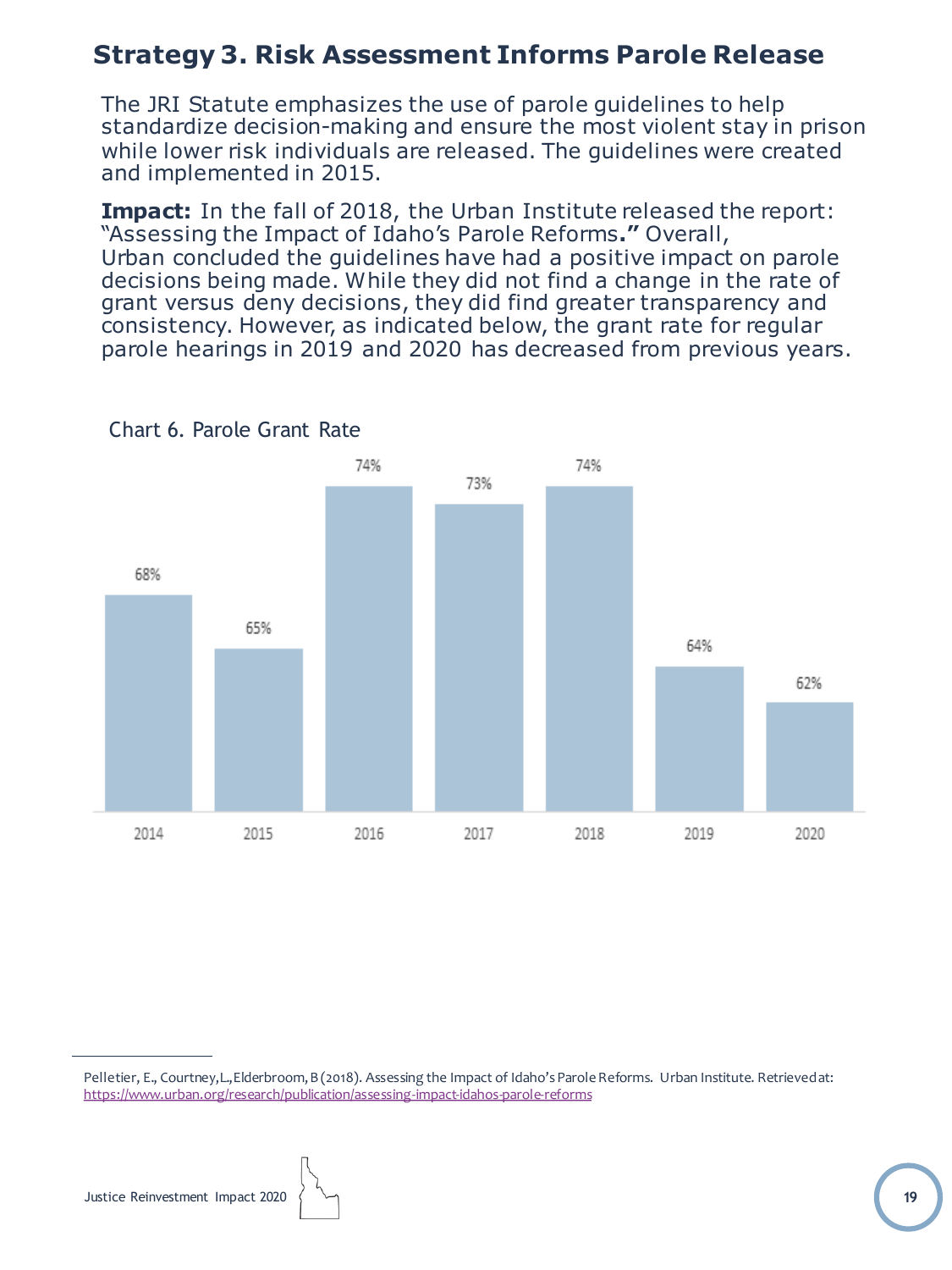## Strategy 3. Risk Assessment Informs Parole Release

The JRI Statute emphasizes the use of parole guidelines to help standardize decision-making and ensure the most violent stay in prison while lower risk individuals are released. The guidelines were created and implemented in 2015.

**Impact:** In the fall of 2018, the Urban Institute released the report: "Assessing the Impact of Idaho's Parole Reforms**."** Overall, Urban concluded the guidelines have had a positive impact on parole decisions being made. While they did not find a change in the rate of grant versus deny decisions, they did find greater transparency and consistency. However, as indicated below, the grant rate for regular parole hearings in 2019 and 2020 has decreased from previous years.

Chart 6. Parole Grant Rate

| Year | Parole Grant Rate |
|---|---|
| 2014 | 68% |
| 2015 | 65% |
| 2016 | 74% |
| 2017 | 73% |
| 2018 | 74% |
| 2019 | 64% |
| 2020 | 62% |

---

Pelletier, E., Courtney, L., Elderbroom, B (2018). Assessing the Impact of Idaho's Parole Reforms. Urban Institute. Retrieved at: https://www.urban.org/research/publication/assessing-impact-idahos-parole-reforms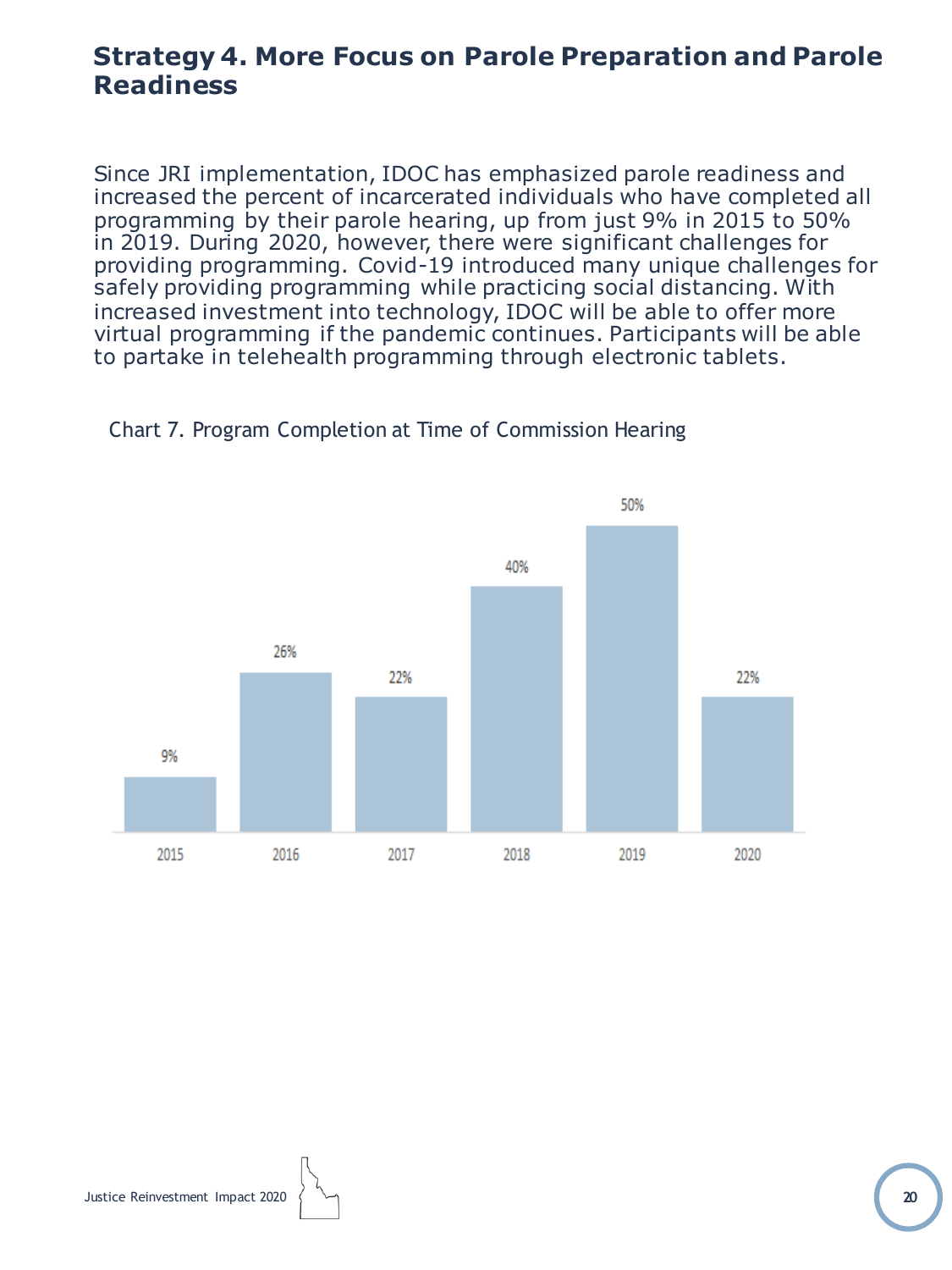## Strategy 4. More Focus on Parole Preparation and Parole Readiness

Since JRI implementation, IDOC has emphasized parole readiness and increased the percent of incarcerated individuals who have completed all programming by their parole hearing, up from just 9% in 2015 to 50% in 2019. During 2020, however, there were significant challenges for providing programming. Covid-19 introduced many unique challenges for safely providing programming while practicing social distancing. With increased investment into technology, IDOC will be able to offer more virtual programming if the pandemic continues. Participants will be able to partake in telehealth programming through electronic tablets.

Chart 7. Program Completion at Time of Commission Hearing

| Year | Program Completion |
|---|---|
| 2015 | 9% |
| 2016 | 26% |
| 2017 | 22% |
| 2018 | 40% |
| 2019 | 50% |
| 2020 | 22% |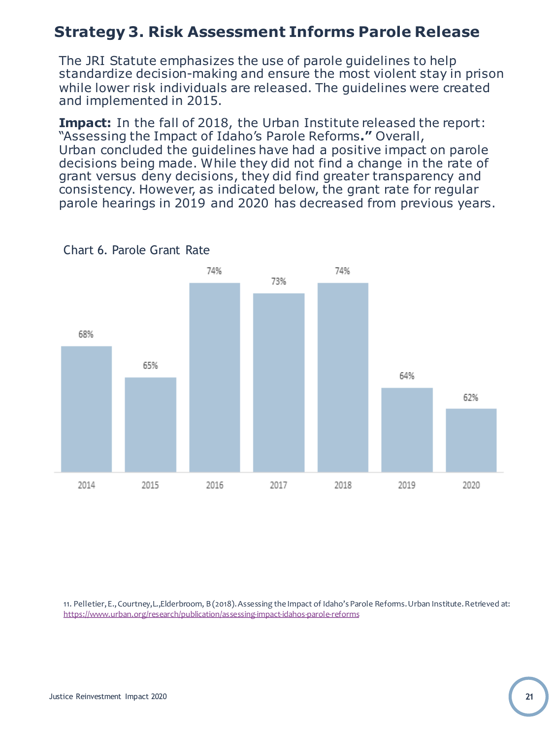## Strategy 3. Risk Assessment Informs Parole Release

The JRI Statute emphasizes the use of parole guidelines to help standardize decision-making and ensure the most violent stay in prison while lower risk individuals are released. The guidelines were created and implemented in 2015.

**Impact:** In the fall of 2018, the Urban Institute released the report: "Assessing the Impact of Idaho's Parole Reforms**."** Overall, Urban concluded the guidelines have had a positive impact on parole decisions being made. While they did not find a change in the rate of grant versus deny decisions, they did find greater transparency and consistency. However, as indicated below, the grant rate for regular parole hearings in 2019 and 2020 has decreased from previous years.

Chart 6. Parole Grant Rate

| Year | Parole Grant Rate |
|---|---|
| 2014 | 68% |
| 2015 | 65% |
| 2016 | 74% |
| 2017 | 73% |
| 2018 | 74% |
| 2019 | 64% |
| 2020 | 62% |

11. Pelletier, E., Courtney, L., Elderbroom, B (2018). Assessing the Impact of Idaho's Parole Reforms. Urban Institute. Retrieved at: https://www.urban.org/research/publication/assessing-impact-idahos-parole-reforms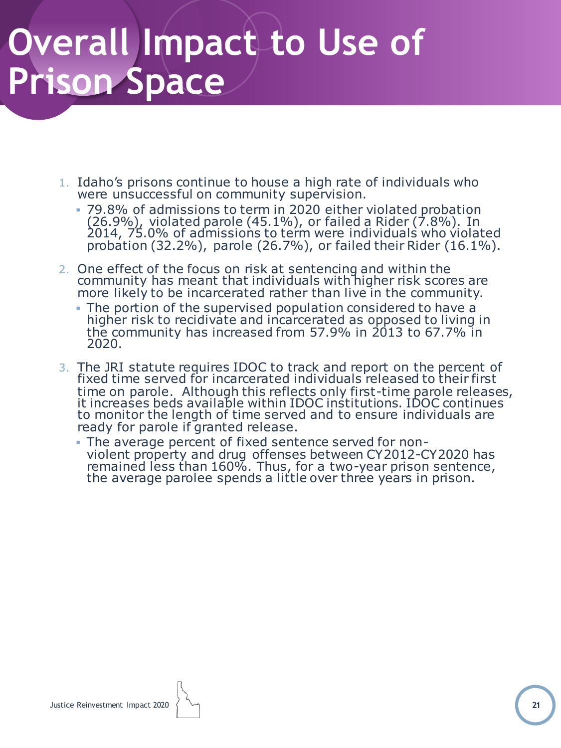# Overall Impact to Use of Prison Space

1. Idaho's prisons continue to house a high rate of individuals who were unsuccessful on community supervision.
   - 79.8% of admissions to term in 2020 either violated probation (26.9%), violated parole (45.1%), or failed a Rider (7.8%). In 2014, 75.0% of admissions to term were individuals who violated probation (32.2%), parole (26.7%), or failed their Rider (16.1%).
2. One effect of the focus on risk at sentencing and within the community has meant that individuals with higher risk scores are more likely to be incarcerated rather than live in the community.
   - The portion of the supervised population considered to have a higher risk to recidivate and incarcerated as opposed to living in the community has increased from 57.9% in 2013 to 67.7% in 2020.
3. The JRI statute requires IDOC to track and report on the percent of fixed time served for incarcerated individuals released to their first time on parole. Although this reflects only first-time parole releases, it increases beds available within IDOC institutions. IDOC continues to monitor the length of time served and to ensure individuals are ready for parole if granted release.
   - The average percent of fixed sentence served for non-violent property and drug offenses between CY2012-CY2020 has remained less than 160%. Thus, for a two-year prison sentence, the average parolee spends a little over three years in prison.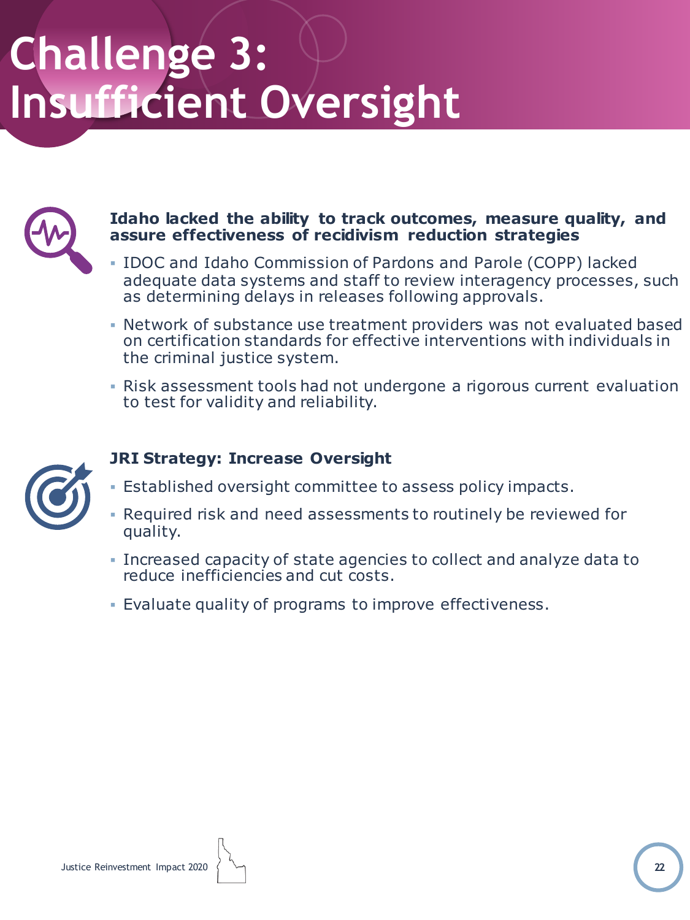# Challenge 3: Insufficient Oversight

**Idaho lacked the ability to track outcomes, measure quality, and assure effectiveness of recidivism reduction strategies**

- IDOC and Idaho Commission of Pardons and Parole (COPP) lacked adequate data systems and staff to review interagency processes, such as determining delays in releases following approvals.
- Network of substance use treatment providers was not evaluated based on certification standards for effective interventions with individuals in the criminal justice system.
- Risk assessment tools had not undergone a rigorous current evaluation to test for validity and reliability.

**JRI Strategy: Increase Oversight**

- Established oversight committee to assess policy impacts.
- Required risk and need assessments to routinely be reviewed for quality.
- Increased capacity of state agencies to collect and analyze data to reduce inefficiencies and cut costs.
- Evaluate quality of programs to improve effectiveness.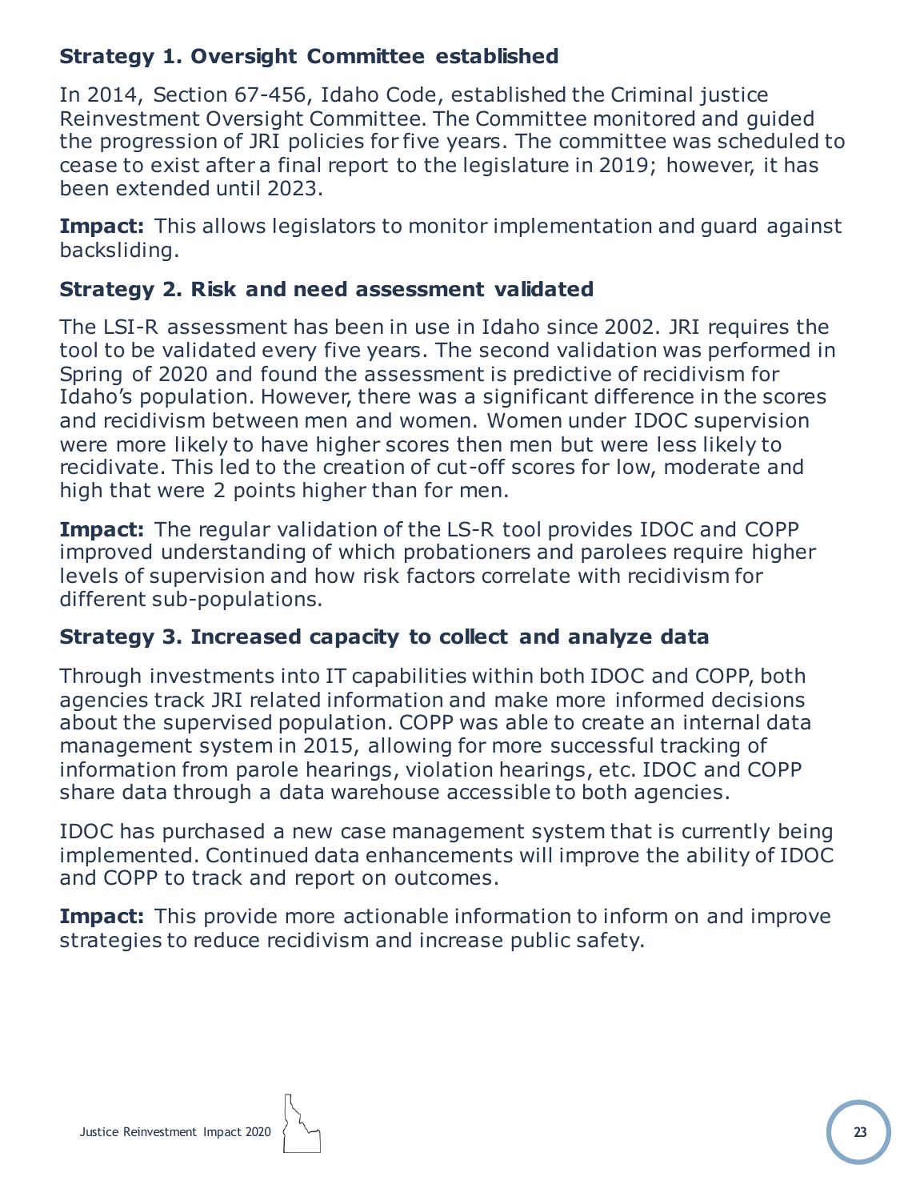### Strategy 1. Oversight Committee established

In 2014, Section 67-456, Idaho Code, established the Criminal justice Reinvestment Oversight Committee. The Committee monitored and guided the progression of JRI policies for five years. The committee was scheduled to cease to exist after a final report to the legislature in 2019; however, it has been extended until 2023.

**Impact:** This allows legislators to monitor implementation and guard against backsliding.

### Strategy 2. Risk and need assessment validated

The LSI-R assessment has been in use in Idaho since 2002. JRI requires the tool to be validated every five years. The second validation was performed in Spring of 2020 and found the assessment is predictive of recidivism for Idaho's population. However, there was a significant difference in the scores and recidivism between men and women. Women under IDOC supervision were more likely to have higher scores then men but were less likely to recidivate. This led to the creation of cut-off scores for low, moderate and high that were 2 points higher than for men.

**Impact:** The regular validation of the LS-R tool provides IDOC and COPP improved understanding of which probationers and parolees require higher levels of supervision and how risk factors correlate with recidivism for different sub-populations.

### Strategy 3. Increased capacity to collect and analyze data

Through investments into IT capabilities within both IDOC and COPP, both agencies track JRI related information and make more informed decisions about the supervised population. COPP was able to create an internal data management system in 2015, allowing for more successful tracking of information from parole hearings, violation hearings, etc. IDOC and COPP share data through a data warehouse accessible to both agencies.

IDOC has purchased a new case management system that is currently being implemented. Continued data enhancements will improve the ability of IDOC and COPP to track and report on outcomes.

**Impact:** This provide more actionable information to inform on and improve strategies to reduce recidivism and increase public safety.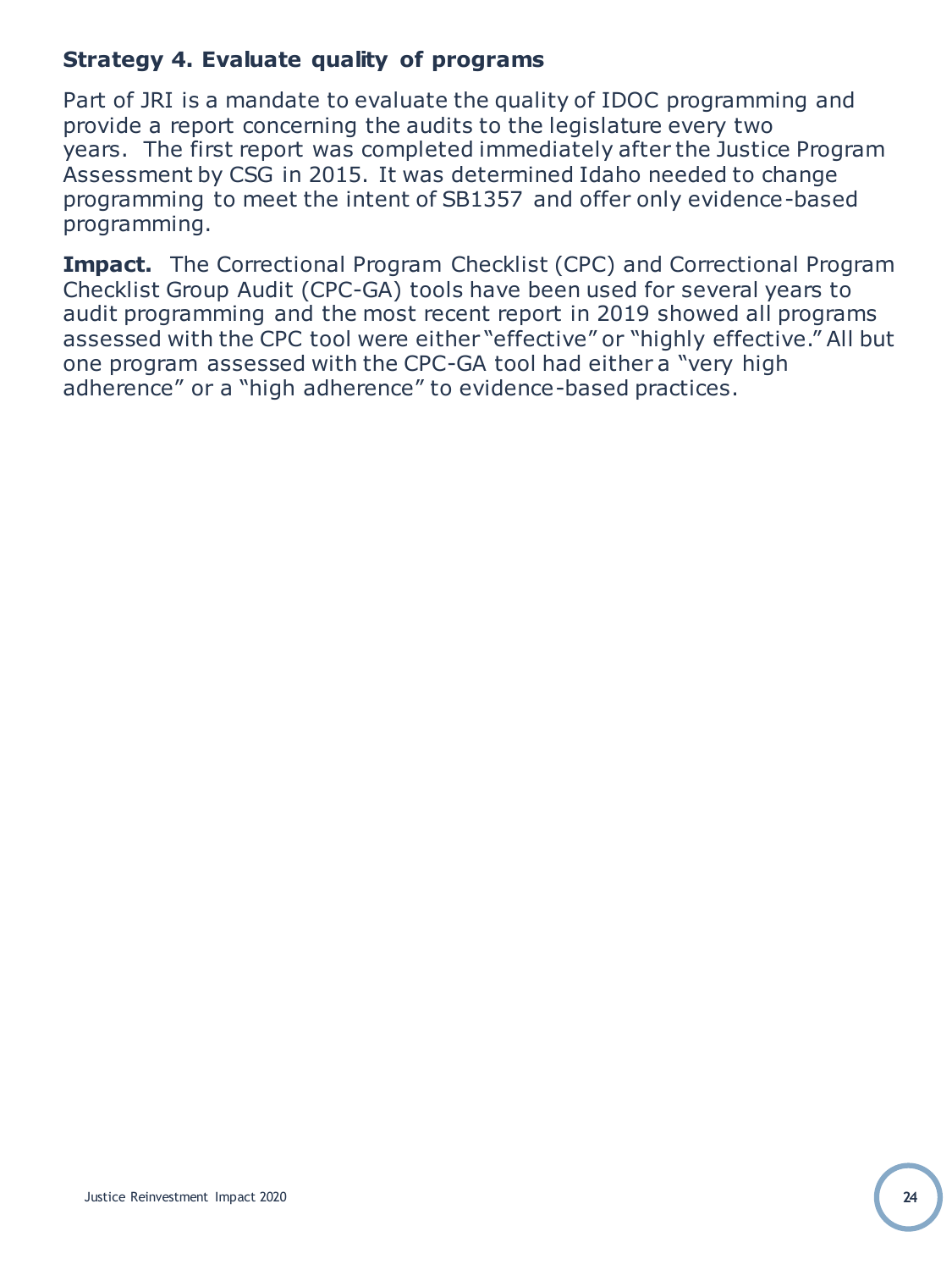### Strategy 4. Evaluate quality of programs

Part of JRI is a mandate to evaluate the quality of IDOC programming and provide a report concerning the audits to the legislature every two years. The first report was completed immediately after the Justice Program Assessment by CSG in 2015. It was determined Idaho needed to change programming to meet the intent of SB1357 and offer only evidence-based programming.

**Impact.** The Correctional Program Checklist (CPC) and Correctional Program Checklist Group Audit (CPC-GA) tools have been used for several years to audit programming and the most recent report in 2019 showed all programs assessed with the CPC tool were either "effective" or "highly effective." All but one program assessed with the CPC-GA tool had either a "very high adherence" or a "high adherence" to evidence-based practices.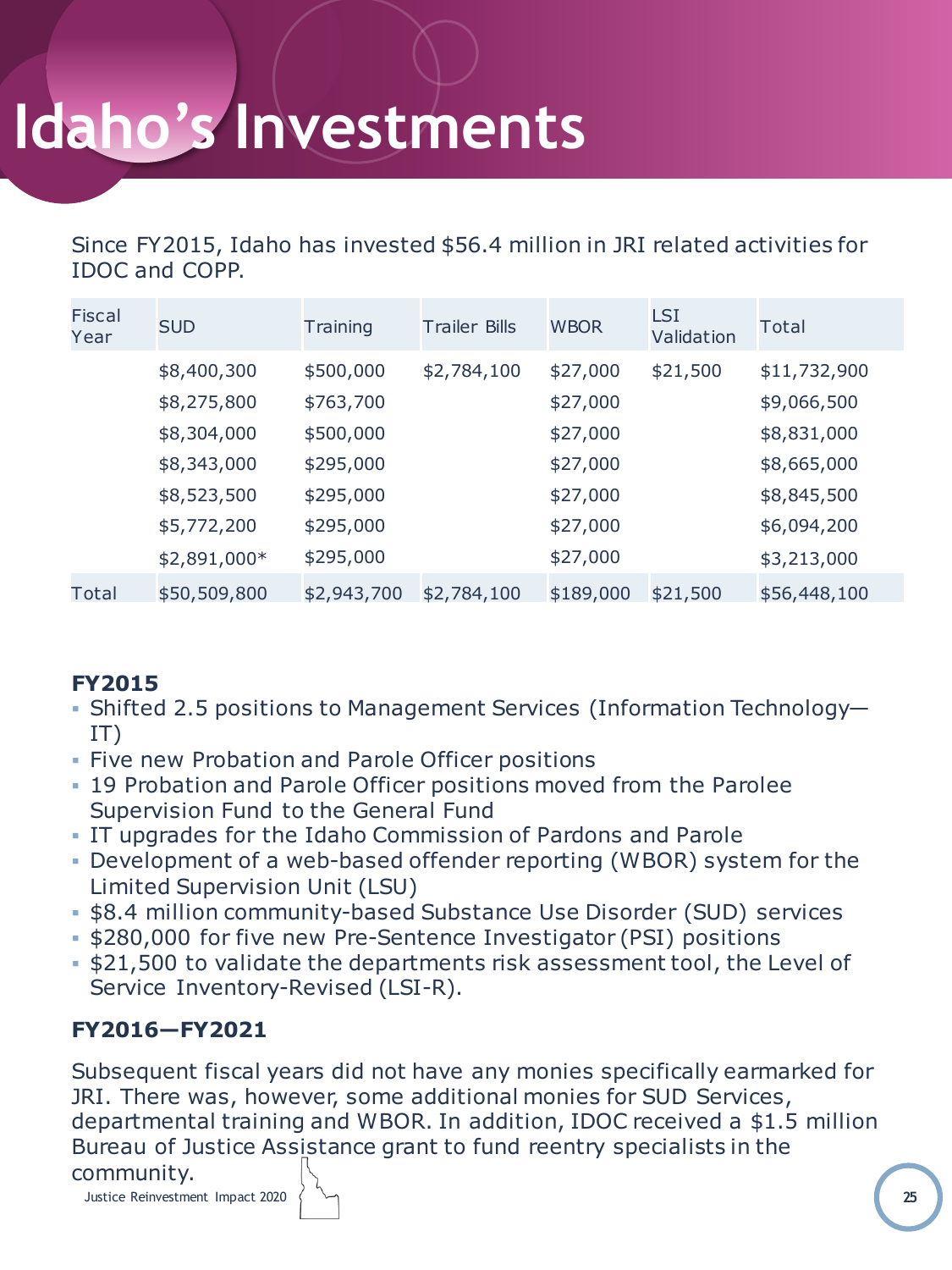# Idaho's Investments

Since FY2015, Idaho has invested $56.4 million in JRI related activities for IDOC and COPP.

| Fiscal Year | SUD | Training | Trailer Bills | WBOR | LSI Validation | Total |
|---|---|---|---|---|---|---|
| | $8,400,300 | $500,000 | $2,784,100 | $27,000 | $21,500 | $11,732,900 |
| | $8,275,800 | $763,700 | | $27,000 | | $9,066,500 |
| | $8,304,000 | $500,000 | | $27,000 | | $8,831,000 |
| | $8,343,000 | $295,000 | | $27,000 | | $8,665,000 |
| | $8,523,500 | $295,000 | | $27,000 | | $8,845,500 |
| | $5,772,200 | $295,000 | | $27,000 | | $6,094,200 |
| | $2,891,000* | $295,000 | | $27,000 | | $3,213,000 |
| Total | $50,509,800 | $2,943,700 | $2,784,100 | $189,000 | $21,500 | $56,448,100 |

**FY2015**

- Shifted 2.5 positions to Management Services (Information Technology—IT)
- Five new Probation and Parole Officer positions
- 19 Probation and Parole Officer positions moved from the Parolee Supervision Fund to the General Fund
- IT upgrades for the Idaho Commission of Pardons and Parole
- Development of a web-based offender reporting (WBOR) system for the Limited Supervision Unit (LSU)
- $8.4 million community-based Substance Use Disorder (SUD) services
- $280,000 for five new Pre-Sentence Investigator (PSI) positions
- $21,500 to validate the departments risk assessment tool, the Level of Service Inventory-Revised (LSI-R).

**FY2016—FY2021**

Subsequent fiscal years did not have any monies specifically earmarked for JRI. There was, however, some additional monies for SUD Services, departmental training and WBOR. In addition, IDOC received a $1.5 million Bureau of Justice Assistance grant to fund reentry specialists in the community.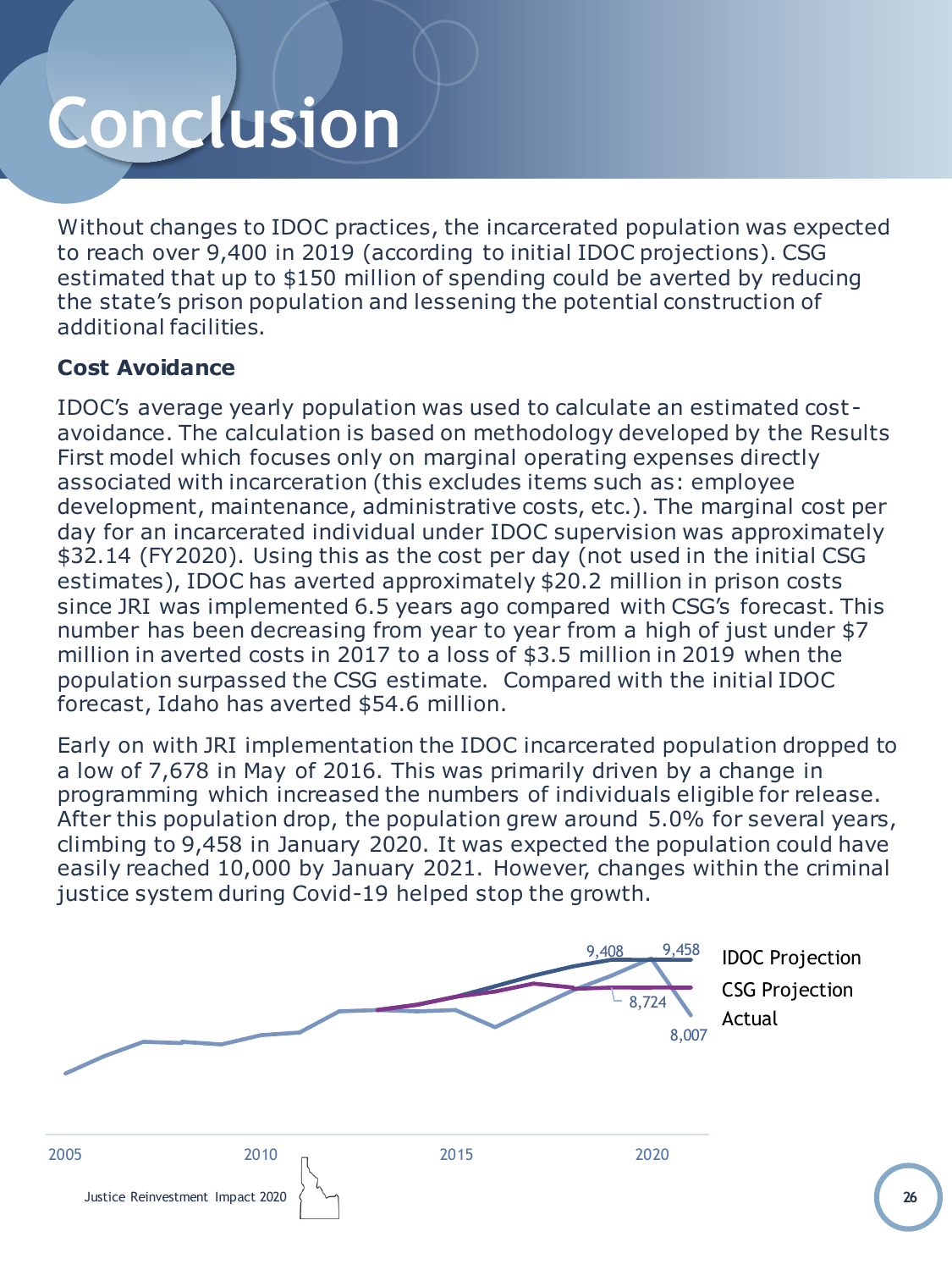# Conclusion

Without changes to IDOC practices, the incarcerated population was expected to reach over 9,400 in 2019 (according to initial IDOC projections). CSG estimated that up to $150 million of spending could be averted by reducing the state's prison population and lessening the potential construction of additional facilities.

**Cost Avoidance**

IDOC's average yearly population was used to calculate an estimated cost-avoidance. The calculation is based on methodology developed by the Results First model which focuses only on marginal operating expenses directly associated with incarceration (this excludes items such as: employee development, maintenance, administrative costs, etc.). The marginal cost per day for an incarcerated individual under IDOC supervision was approximately $32.14 (FY2020). Using this as the cost per day (not used in the initial CSG estimates), IDOC has averted approximately $20.2 million in prison costs since JRI was implemented 6.5 years ago compared with CSG's forecast. This number has been decreasing from year to year from a high of just under $7 million in averted costs in 2017 to a loss of $3.5 million in 2019 when the population surpassed the CSG estimate. Compared with the initial IDOC forecast, Idaho has averted $54.6 million.

Early on with JRI implementation the IDOC incarcerated population dropped to a low of 7,678 in May of 2016. This was primarily driven by a change in programming which increased the numbers of individuals eligible for release. After this population drop, the population grew around 5.0% for several years, climbing to 9,458 in January 2020. It was expected the population could have easily reached 10,000 by January 2021. However, changes within the criminal justice system during Covid-19 helped stop the growth.

IDOC Projection
CSG Projection
Actual
9,408
9,458
8,724
8,007
2005
2010
2015
2020